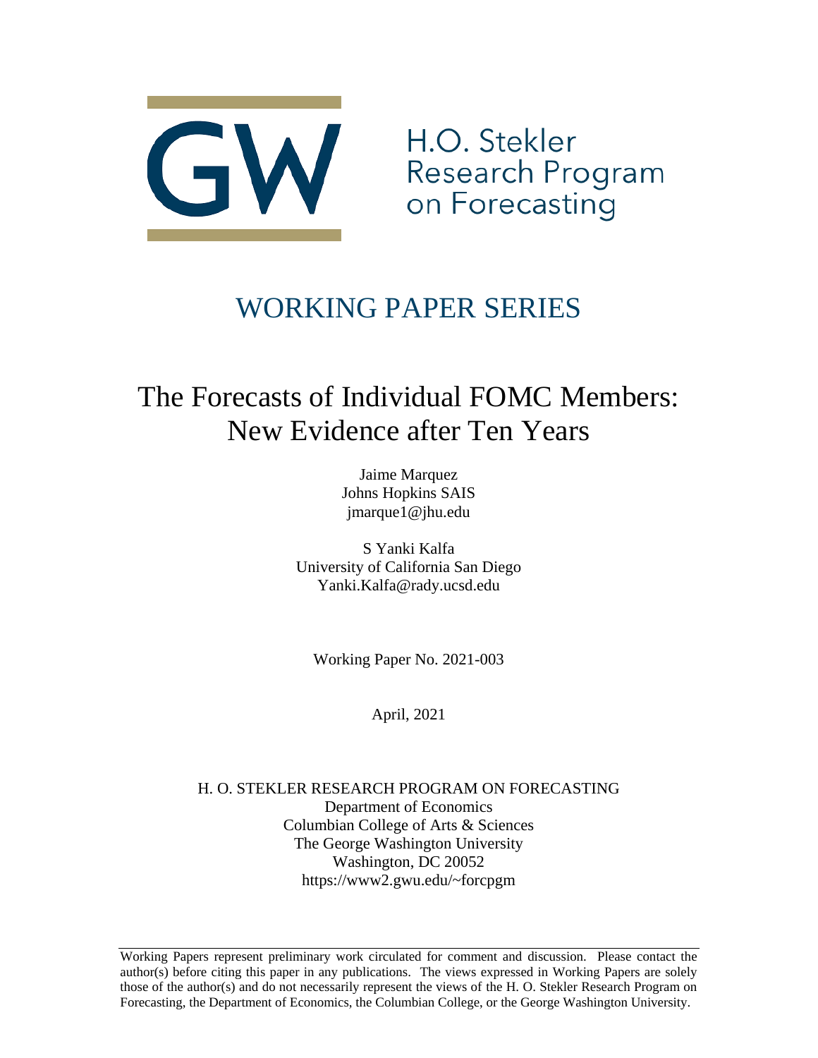H.O. Stekler Research Program on Forecasting

## WORKING PAPER SERIES

# The Forecasts of Individual FOMC Members: New Evidence after Ten Years

Jaime Marquez
Johns Hopkins SAIS
jmarque1@jhu.edu

S Yanki Kalfa
University of California San Diego
Yanki.Kalfa@rady.ucsd.edu

Working Paper No. 2021-003

April, 2021

H. O. STEKLER RESEARCH PROGRAM ON FORECASTING
Department of Economics
Columbian College of Arts & Sciences
The George Washington University
Washington, DC 20052
https://www2.gwu.edu/~forcpgm

---

Working Papers represent preliminary work circulated for comment and discussion. Please contact the author(s) before citing this paper in any publications. The views expressed in Working Papers are solely those of the author(s) and do not necessarily represent the views of the H. O. Stekler Research Program on Forecasting, the Department of Economics, the Columbian College, or the George Washington University.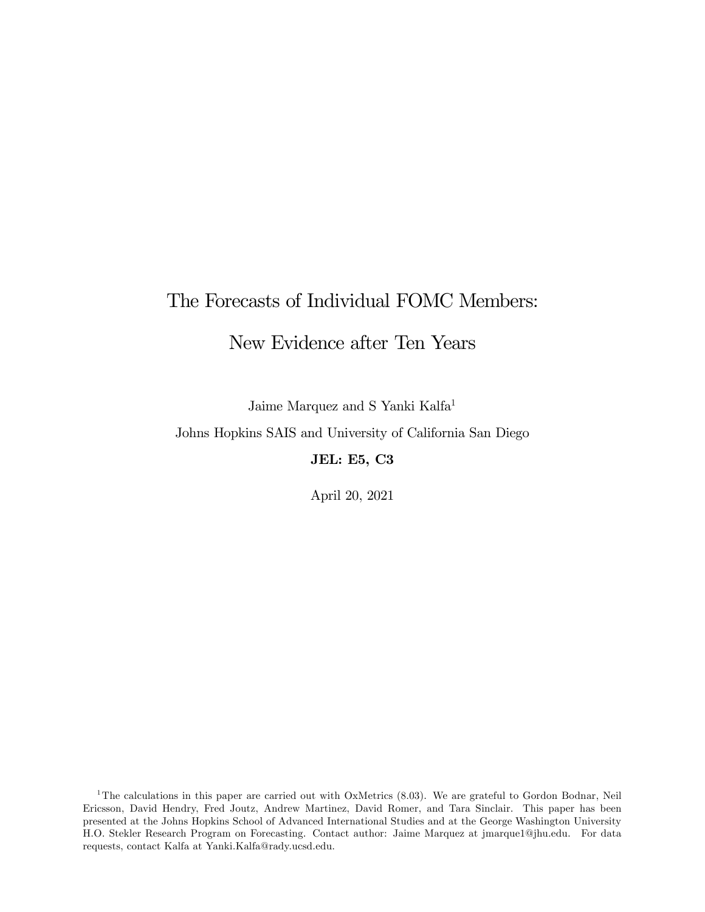# The Forecasts of Individual FOMC Members:

# New Evidence after Ten Years

Jaime Marquez and S Yanki Kalfa[1]

Johns Hopkins SAIS and University of California San Diego

**JEL: E5, C3**

April 20, 2021

[1] The calculations in this paper are carried out with OxMetrics (8.03). We are grateful to Gordon Bodnar, Neil Ericsson, David Hendry, Fred Joutz, Andrew Martinez, David Romer, and Tara Sinclair. This paper has been presented at the Johns Hopkins School of Advanced International Studies and at the George Washington University H.O. Stekler Research Program on Forecasting. Contact author: Jaime Marquez at jmarque1@jhu.edu. For data requests, contact Kalfa at Yanki.Kalfa@rady.ucsd.edu.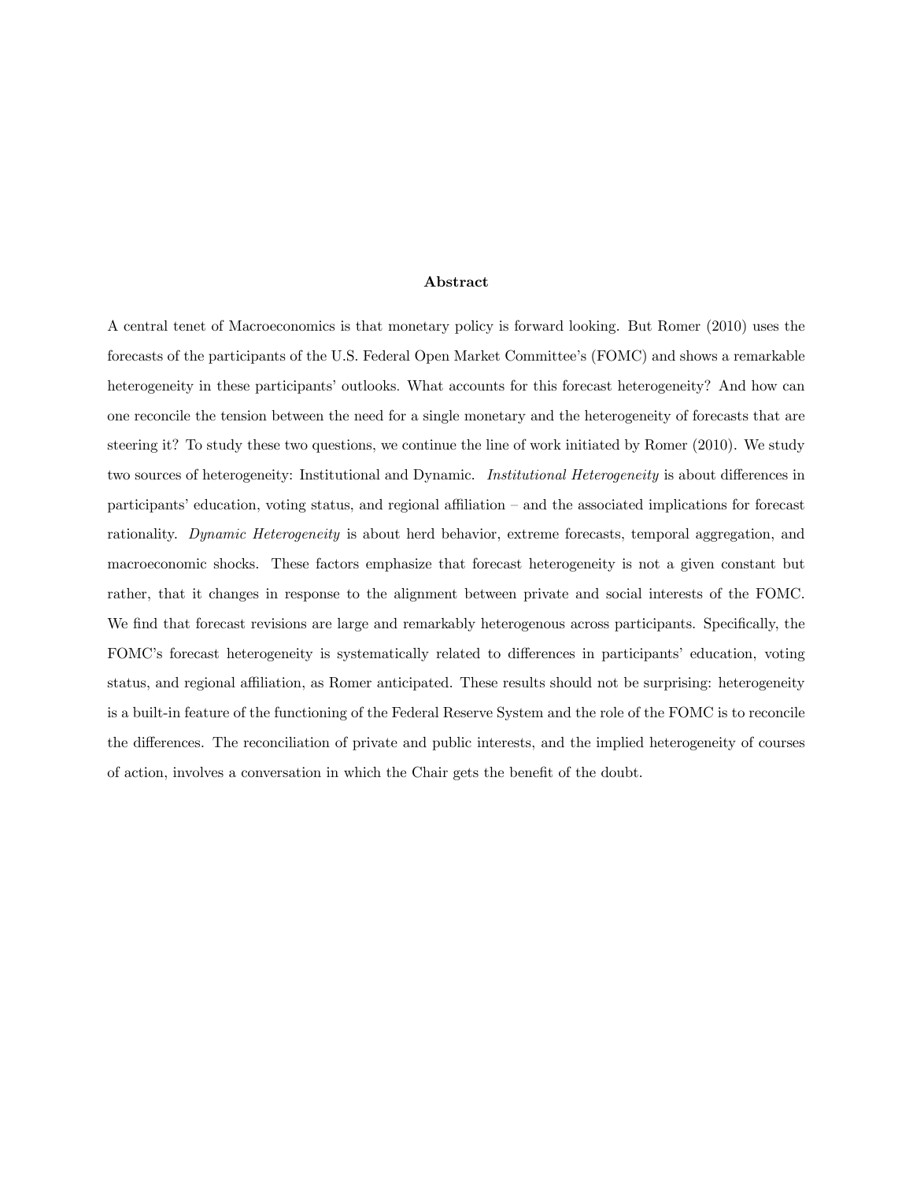## Abstract

A central tenet of Macroeconomics is that monetary policy is forward looking. But Romer (2010) uses the forecasts of the participants of the U.S. Federal Open Market Committee's (FOMC) and shows a remarkable heterogeneity in these participants' outlooks. What accounts for this forecast heterogeneity? And how can one reconcile the tension between the need for a single monetary and the heterogeneity of forecasts that are steering it? To study these two questions, we continue the line of work initiated by Romer (2010). We study two sources of heterogeneity: Institutional and Dynamic. *Institutional Heterogeneity* is about differences in participants' education, voting status, and regional affiliation – and the associated implications for forecast rationality. *Dynamic Heterogeneity* is about herd behavior, extreme forecasts, temporal aggregation, and macroeconomic shocks. These factors emphasize that forecast heterogeneity is not a given constant but rather, that it changes in response to the alignment between private and social interests of the FOMC. We find that forecast revisions are large and remarkably heterogenous across participants. Specifically, the FOMC's forecast heterogeneity is systematically related to differences in participants' education, voting status, and regional affiliation, as Romer anticipated. These results should not be surprising: heterogeneity is a built-in feature of the functioning of the Federal Reserve System and the role of the FOMC is to reconcile the differences. The reconciliation of private and public interests, and the implied heterogeneity of courses of action, involves a conversation in which the Chair gets the benefit of the doubt.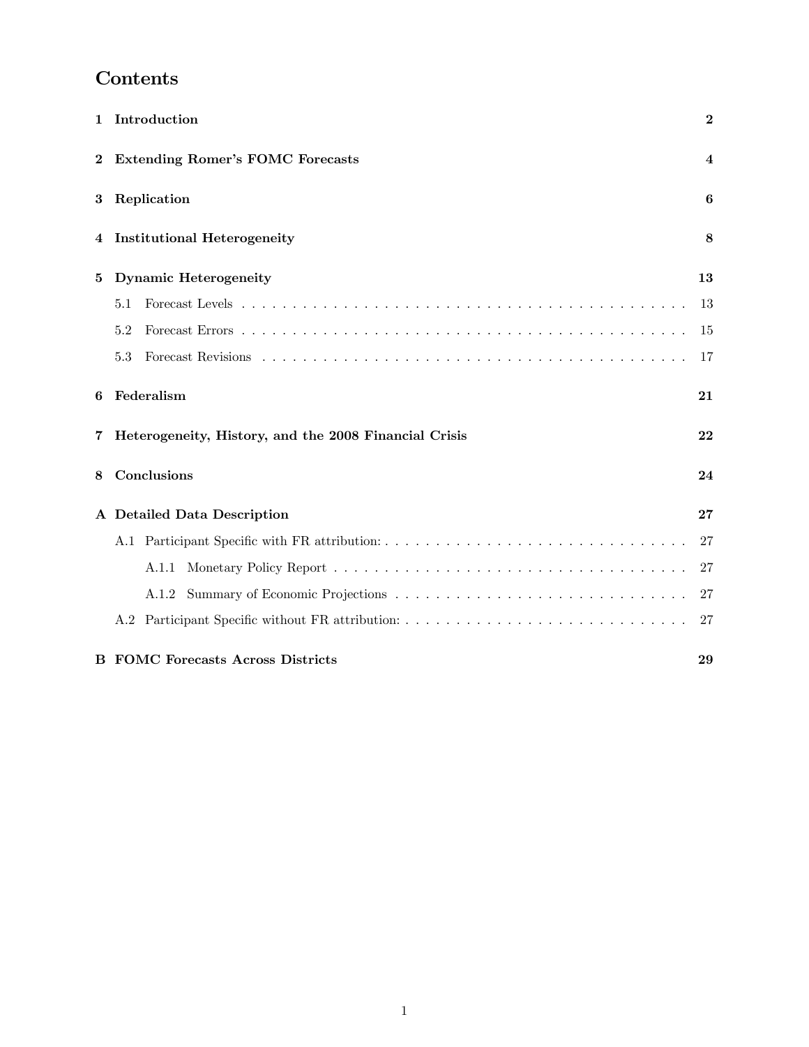# Contents

| | | |
|---|---|---|
| **1** | **Introduction** | **2** |
| **2** | **Extending Romer's FOMC Forecasts** | **4** |
| **3** | **Replication** | **6** |
| **4** | **Institutional Heterogeneity** | **8** |
| **5** | **Dynamic Heterogeneity** | **13** |
| | 5.1 Forecast Levels | 13 |
| | 5.2 Forecast Errors | 15 |
| | 5.3 Forecast Revisions | 17 |
| **6** | **Federalism** | **21** |
| **7** | **Heterogeneity, History, and the 2008 Financial Crisis** | **22** |
| **8** | **Conclusions** | **24** |
| **A** | **Detailed Data Description** | **27** |
| | A.1 Participant Specific with FR attribution: | 27 |
| | A.1.1 Monetary Policy Report | 27 |
| | A.1.2 Summary of Economic Projections | 27 |
| | A.2 Participant Specific without FR attribution: | 27 |
| **B** | **FOMC Forecasts Across Districts** | **29** |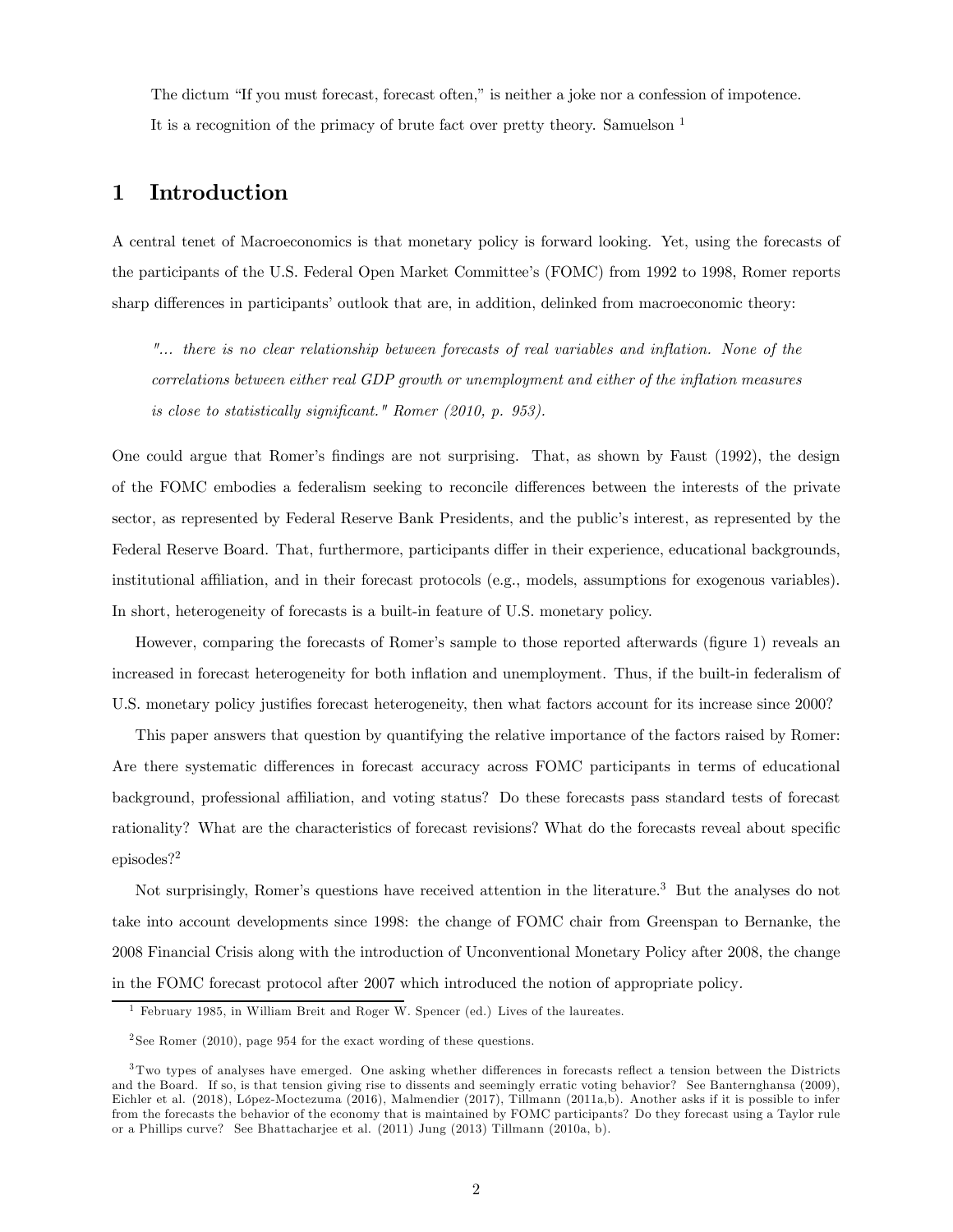The dictum "If you must forecast, forecast often," is neither a joke nor a confession of impotence. It is a recognition of the primacy of brute fact over pretty theory. Samuelson [1]

# 1 Introduction

A central tenet of Macroeconomics is that monetary policy is forward looking. Yet, using the forecasts of the participants of the U.S. Federal Open Market Committee's (FOMC) from 1992 to 1998, Romer reports sharp differences in participants' outlook that are, in addition, delinked from macroeconomic theory:

> *"... there is no clear relationship between forecasts of real variables and inflation. None of the correlations between either real GDP growth or unemployment and either of the inflation measures is close to statistically significant." Romer (2010, p. 953).*

One could argue that Romer's findings are not surprising. That, as shown by Faust (1992), the design of the FOMC embodies a federalism seeking to reconcile differences between the interests of the private sector, as represented by Federal Reserve Bank Presidents, and the public's interest, as represented by the Federal Reserve Board. That, furthermore, participants differ in their experience, educational backgrounds, institutional affiliation, and in their forecast protocols (e.g., models, assumptions for exogenous variables). In short, heterogeneity of forecasts is a built-in feature of U.S. monetary policy.

However, comparing the forecasts of Romer's sample to those reported afterwards (figure 1) reveals an increased in forecast heterogeneity for both inflation and unemployment. Thus, if the built-in federalism of U.S. monetary policy justifies forecast heterogeneity, then what factors account for its increase since 2000?

This paper answers that question by quantifying the relative importance of the factors raised by Romer: Are there systematic differences in forecast accuracy across FOMC participants in terms of educational background, professional affiliation, and voting status? Do these forecasts pass standard tests of forecast rationality? What are the characteristics of forecast revisions? What do the forecasts reveal about specific episodes?[2]

Not surprisingly, Romer's questions have received attention in the literature.[3] But the analyses do not take into account developments since 1998: the change of FOMC chair from Greenspan to Bernanke, the 2008 Financial Crisis along with the introduction of Unconventional Monetary Policy after 2008, the change in the FOMC forecast protocol after 2007 which introduced the notion of appropriate policy.

---

[1] February 1985, in William Breit and Roger W. Spencer (ed.) Lives of the laureates.

[2] See Romer (2010), page 954 for the exact wording of these questions.

[3] Two types of analyses have emerged. One asking whether differences in forecasts reflect a tension between the Districts and the Board. If so, is that tension giving rise to dissents and seemingly erratic voting behavior? See Banternghansa (2009), Eichler et al. (2018), López-Moctezuma (2016), Malmendier (2017), Tillmann (2011a,b). Another asks if it is possible to infer from the forecasts the behavior of the economy that is maintained by FOMC participants? Do they forecast using a Taylor rule or a Phillips curve? See Bhattacharjee et al. (2011) Jung (2013) Tillmann (2010a, b).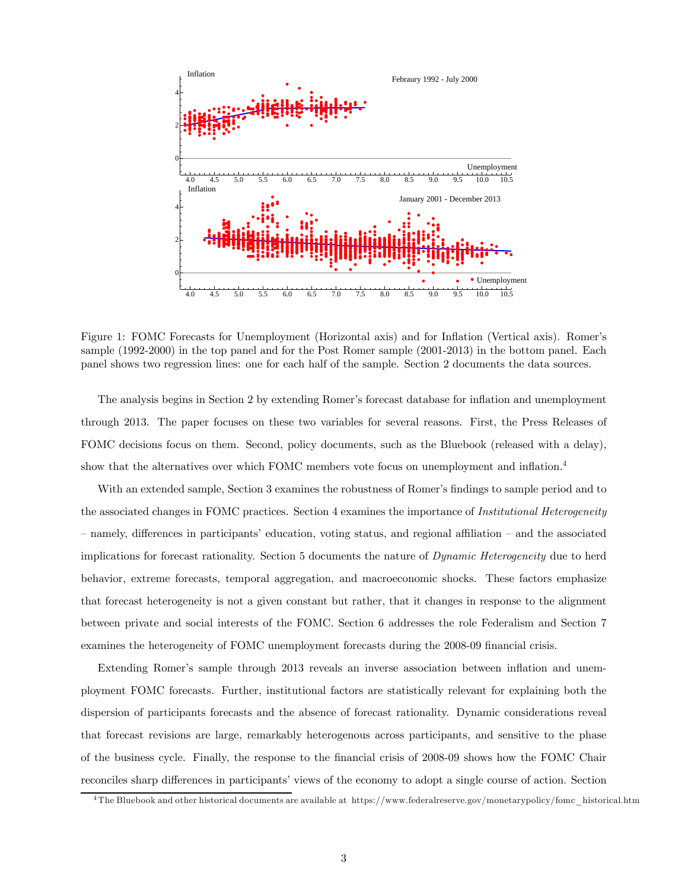Figure 1: FOMC Forecasts for Unemployment (Horizontal axis) and for Inflation (Vertical axis). Romer's sample (1992-2000) in the top panel and for the Post Romer sample (2001-2013) in the bottom panel. Each panel shows two regression lines: one for each half of the sample. Section 2 documents the data sources.

The analysis begins in Section 2 by extending Romer's forecast database for inflation and unemployment through 2013. The paper focuses on these two variables for several reasons. First, the Press Releases of FOMC decisions focus on them. Second, policy documents, such as the Bluebook (released with a delay), show that the alternatives over which FOMC members vote focus on unemployment and inflation.[4]

With an extended sample, Section 3 examines the robustness of Romer's findings to sample period and to the associated changes in FOMC practices. Section 4 examines the importance of *Institutional Heterogeneity* – namely, differences in participants' education, voting status, and regional affiliation – and the associated implications for forecast rationality. Section 5 documents the nature of *Dynamic Heterogeneity* due to herd behavior, extreme forecasts, temporal aggregation, and macroeconomic shocks. These factors emphasize that forecast heterogeneity is not a given constant but rather, that it changes in response to the alignment between private and social interests of the FOMC. Section 6 addresses the role Federalism and Section 7 examines the heterogeneity of FOMC unemployment forecasts during the 2008-09 financial crisis.

Extending Romer's sample through 2013 reveals an inverse association between inflation and unemployment FOMC forecasts. Further, institutional factors are statistically relevant for explaining both the dispersion of participants forecasts and the absence of forecast rationality. Dynamic considerations reveal that forecast revisions are large, remarkably heterogenous across participants, and sensitive to the phase of the business cycle. Finally, the response to the financial crisis of 2008-09 shows how the FOMC Chair reconciles sharp differences in participants' views of the economy to adopt a single course of action. Section

[4] The Bluebook and other historical documents are available at https://www.federalreserve.gov/monetarypolicy/fomc_historical.htm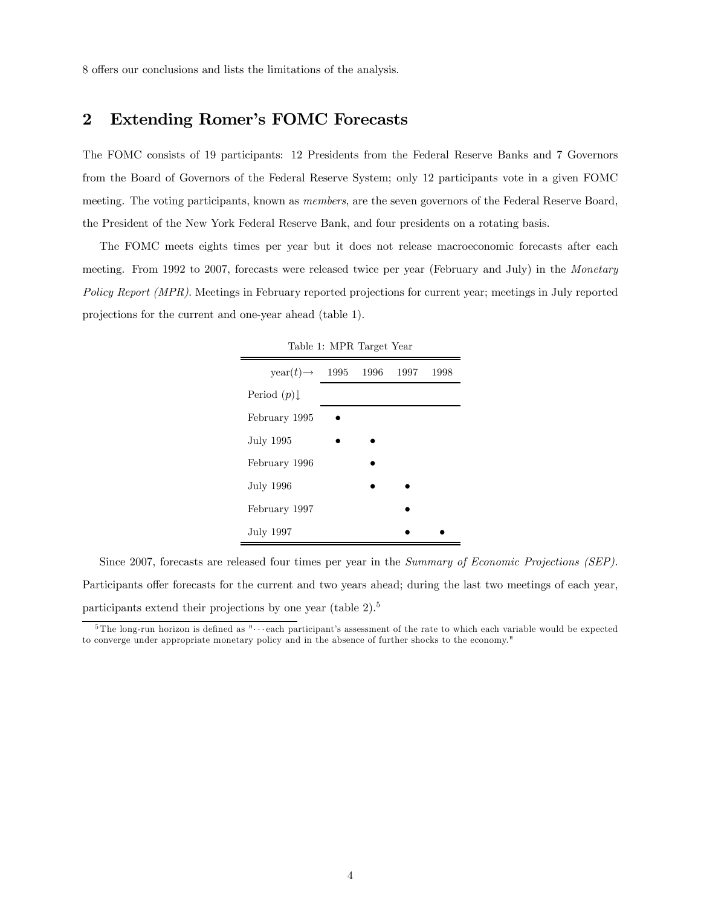8 offers our conclusions and lists the limitations of the analysis.

## 2 Extending Romer's FOMC Forecasts

The FOMC consists of 19 participants: 12 Presidents from the Federal Reserve Banks and 7 Governors from the Board of Governors of the Federal Reserve System; only 12 participants vote in a given FOMC meeting. The voting participants, known as *members*, are the seven governors of the Federal Reserve Board, the President of the New York Federal Reserve Bank, and four presidents on a rotating basis.

The FOMC meets eights times per year but it does not release macroeconomic forecasts after each meeting. From 1992 to 2007, forecasts were released twice per year (February and July) in the *Monetary Policy Report (MPR)*. Meetings in February reported projections for current year; meetings in July reported projections for the current and one-year ahead (table 1).

Table 1: MPR Target Year

| year($t$)→ | 1995 | 1996 | 1997 | 1998 |
|---|---|---|---|---|
| Period ($p$)↓ | | | | |
| February 1995 | • | | | |
| July 1995 | • | • | | |
| February 1996 | | • | | |
| July 1996 | | • | • | |
| February 1997 | | | • | |
| July 1997 | | | • | • |

Since 2007, forecasts are released four times per year in the *Summary of Economic Projections (SEP)*. Participants offer forecasts for the current and two years ahead; during the last two meetings of each year, participants extend their projections by one year (table 2).[5]

[5] The long-run horizon is defined as "⋯each participant's assessment of the rate to which each variable would be expected to converge under appropriate monetary policy and in the absence of further shocks to the economy."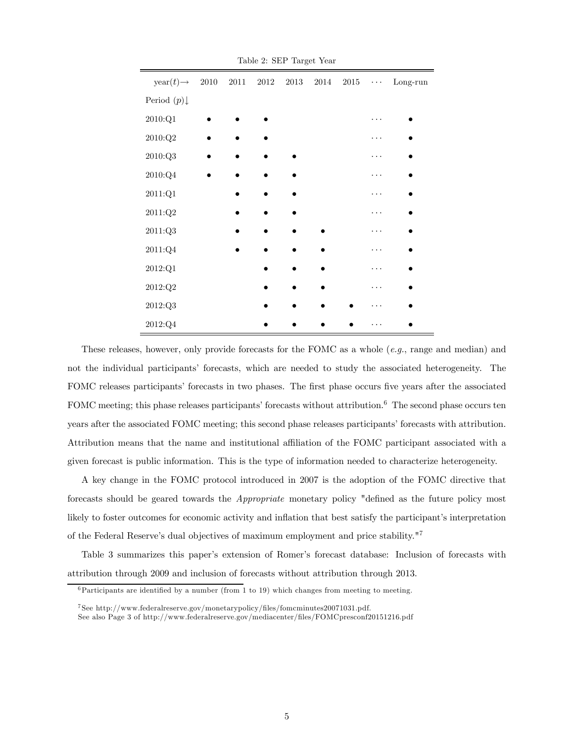Table 2: SEP Target Year

| year($t$)→ Period ($p$)↓ | 2010 | 2011 | 2012 | 2013 | 2014 | 2015 | ⋯ | Long-run |
|---|---|---|---|---|---|---|---|---|
| 2010:Q1 | • | • | • | | | | ⋯ | • |
| 2010:Q2 | • | • | • | | | | ⋯ | • |
| 2010:Q3 | • | • | • | • | | | ⋯ | • |
| 2010:Q4 | • | • | • | • | | | ⋯ | • |
| 2011:Q1 | | • | • | • | | | ⋯ | • |
| 2011:Q2 | | • | • | • | | | ⋯ | • |
| 2011:Q3 | | • | • | • | • | | ⋯ | • |
| 2011:Q4 | | • | • | • | • | | ⋯ | • |
| 2012:Q1 | | | • | • | • | | ⋯ | • |
| 2012:Q2 | | | • | • | • | | ⋯ | • |
| 2012:Q3 | | | • | • | • | • | ⋯ | • |
| 2012:Q4 | | | • | • | • | • | ⋯ | • |

These releases, however, only provide forecasts for the FOMC as a whole (*e.g.*, range and median) and not the individual participants' forecasts, which are needed to study the associated heterogeneity. The FOMC releases participants' forecasts in two phases. The first phase occurs five years after the associated FOMC meeting; this phase releases participants' forecasts without attribution.[6] The second phase occurs ten years after the associated FOMC meeting; this second phase releases participants' forecasts with attribution. Attribution means that the name and institutional affiliation of the FOMC participant associated with a given forecast is public information. This is the type of information needed to characterize heterogeneity.

A key change in the FOMC protocol introduced in 2007 is the adoption of the FOMC directive that forecasts should be geared towards the *Appropriate* monetary policy "defined as the future policy most likely to foster outcomes for economic activity and inflation that best satisfy the participant's interpretation of the Federal Reserve's dual objectives of maximum employment and price stability."[7]

Table 3 summarizes this paper's extension of Romer's forecast database: Inclusion of forecasts with attribution through 2009 and inclusion of forecasts without attribution through 2013.

[6] Participants are identified by a number (from 1 to 19) which changes from meeting to meeting.

[7] See http://www.federalreserve.gov/monetarypolicy/files/fomcminutes20071031.pdf.
See also Page 3 of http://www.federalreserve.gov/mediacenter/files/FOMCpresconf20151216.pdf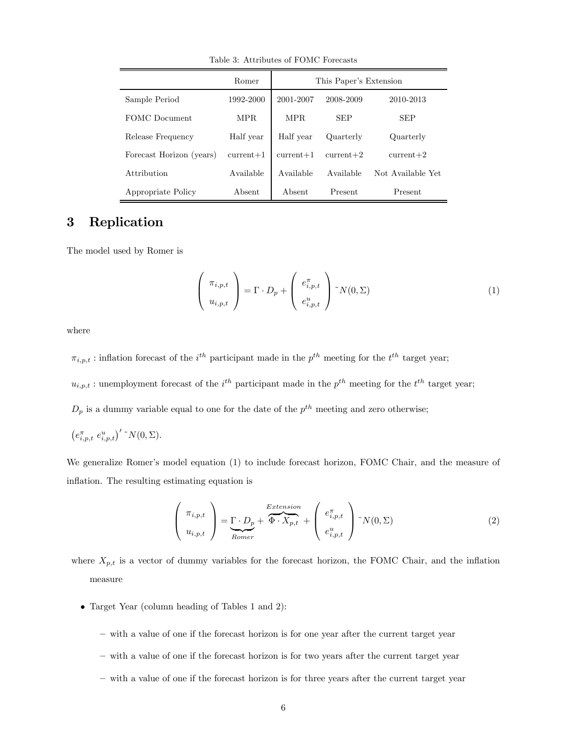Table 3: Attributes of FOMC Forecasts

| | Romer | This Paper's Extension | | |
|---|---|---|---|---|
| Sample Period | 1992-2000 | 2001-2007 | 2008-2009 | 2010-2013 |
| FOMC Document | MPR | MPR | SEP | SEP |
| Release Frequency | Half year | Half year | Quarterly | Quarterly |
| Forecast Horizon (years) | current+1 | current+1 | current+2 | current+2 |
| Attribution | Available | Available | Available | Not Available Yet |
| Appropriate Policy | Absent | Absent | Present | Present |

# 3 Replication

The model used by Romer is

$$\begin{pmatrix} \pi_{i,p,t} \\ u_{i,p,t} \end{pmatrix} = \Gamma \cdot D_p + \begin{pmatrix} e^{\pi}_{i,p,t} \\ e^{u}_{i,p,t} \end{pmatrix} \tilde{} N(0,\Sigma) \tag{1}$$

where

$\pi_{i,p,t}$ : inflation forecast of the $i^{th}$ participant made in the $p^{th}$ meeting for the $t^{th}$ target year;

$u_{i,p,t}$ : unemployment forecast of the $i^{th}$ participant made in the $p^{th}$ meeting for the $t^{th}$ target year;

$D_p$ is a dummy variable equal to one for the date of the $p^{th}$ meeting and zero otherwise;

$\left(e^{\pi}_{i,p,t} \; e^{u}_{i,p,t}\right)' \tilde{} N(0,\Sigma)$.

We generalize Romer's model equation (1) to include forecast horizon, FOMC Chair, and the measure of inflation. The resulting estimating equation is

$$\begin{pmatrix} \pi_{i,p,t} \\ u_{i,p,t} \end{pmatrix} = \underbrace{\Gamma \cdot D_p}_{Romer} + \overbrace{\Phi \cdot X_{p,t}}^{Extension} + \begin{pmatrix} e^{\pi}_{i,p,t} \\ e^{u}_{i,p,t} \end{pmatrix} \tilde{} N(0,\Sigma) \tag{2}$$

where $X_{p,t}$ is a vector of dummy variables for the forecast horizon, the FOMC Chair, and the inflation measure

- Target Year (column heading of Tables 1 and 2):
  - with a value of one if the forecast horizon is for one year after the current target year
  - with a value of one if the forecast horizon is for two years after the current target year
  - with a value of one if the forecast horizon is for three years after the current target year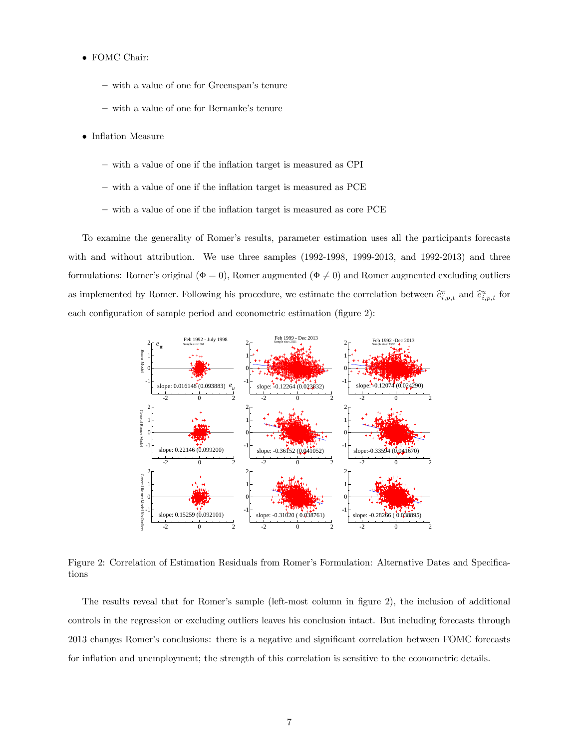- FOMC Chair:
  - with a value of one for Greenspan's tenure
  - with a value of one for Bernanke's tenure
- Inflation Measure
  - with a value of one if the inflation target is measured as CPI
  - with a value of one if the inflation target is measured as PCE
  - with a value of one if the inflation target is measured as core PCE

To examine the generality of Romer's results, parameter estimation uses all the participants forecasts with and without attribution. We use three samples (1992-1998, 1999-2013, and 1992-2013) and three formulations: Romer's original ($\Phi = 0$), Romer augmented ($\Phi \neq 0$) and Romer augmented excluding outliers as implemented by Romer. Following his procedure, we estimate the correlation between $\widehat{e}^{\pi}_{i,p,t}$ and $\widehat{e}^{u}_{i,p,t}$ for each configuration of sample period and econometric estimation (figure 2):

Figure 2: Correlation of Estimation Residuals from Romer's Formulation: Alternative Dates and Specifications

The results reveal that for Romer's sample (left-most column in figure 2), the inclusion of additional controls in the regression or excluding outliers leaves his conclusion intact. But including forecasts through 2013 changes Romer's conclusions: there is a negative and significant correlation between FOMC forecasts for inflation and unemployment; the strength of this correlation is sensitive to the econometric details.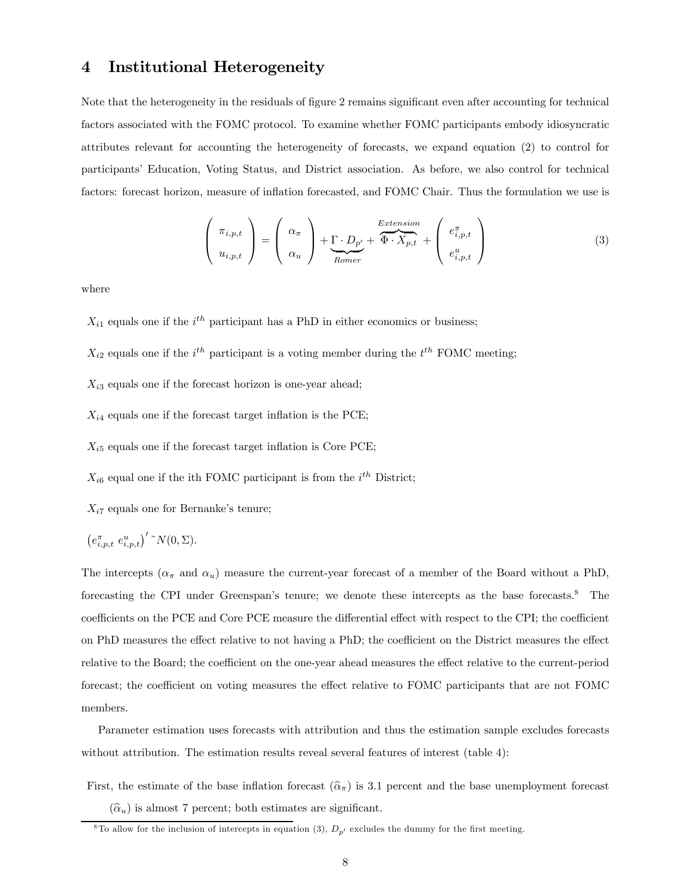## 4 Institutional Heterogeneity

Note that the heterogeneity in the residuals of figure 2 remains significant even after accounting for technical factors associated with the FOMC protocol. To examine whether FOMC participants embody idiosyncratic attributes relevant for accounting the heterogeneity of forecasts, we expand equation (2) to control for participants' Education, Voting Status, and District association. As before, we also control for technical factors: forecast horizon, measure of inflation forecasted, and FOMC Chair. Thus the formulation we use is

$$\begin{pmatrix} \pi_{i,p,t} \\ u_{i,p,t} \end{pmatrix} = \begin{pmatrix} \alpha_\pi \\ \alpha_u \end{pmatrix} + \underbrace{\Gamma \cdot D_{p'}}_{Romer} + \overbrace{\Phi \cdot X_{p,t}}^{Extension} + \begin{pmatrix} e^\pi_{i,p,t} \\ e^u_{i,p,t} \end{pmatrix} \tag{3}$$

where

$X_{i1}$ equals one if the $i^{th}$ participant has a PhD in either economics or business;

$X_{i2}$ equals one if the $i^{th}$ participant is a voting member during the $t^{th}$ FOMC meeting;

$X_{i3}$ equals one if the forecast horizon is one-year ahead;

$X_{i4}$ equals one if the forecast target inflation is the PCE;

$X_{i5}$ equals one if the forecast target inflation is Core PCE;

$X_{i6}$ equal one if the ith FOMC participant is from the $i^{th}$ District;

$X_{i7}$ equals one for Bernanke's tenure;

$\left(e^\pi_{i,p,t}\ e^u_{i,p,t}\right)' \sim N(0, \Sigma)$.

The intercepts ($\alpha_\pi$ and $\alpha_u$) measure the current-year forecast of a member of the Board without a PhD, forecasting the CPI under Greenspan's tenure; we denote these intercepts as the base forecasts.[8] The coefficients on the PCE and Core PCE measure the differential effect with respect to the CPI; the coefficient on PhD measures the effect relative to not having a PhD; the coefficient on the District measures the effect relative to the Board; the coefficient on the one-year ahead measures the effect relative to the current-period forecast; the coefficient on voting measures the effect relative to FOMC participants that are not FOMC members.

Parameter estimation uses forecasts with attribution and thus the estimation sample excludes forecasts without attribution. The estimation results reveal several features of interest (table 4):

First, the estimate of the base inflation forecast ($\widehat{\alpha}_\pi$) is 3.1 percent and the base unemployment forecast ($\widehat{\alpha}_u$) is almost 7 percent; both estimates are significant.

[8] To allow for the inclusion of intercepts in equation (3), $D_{p'}$ excludes the dummy for the first meeting.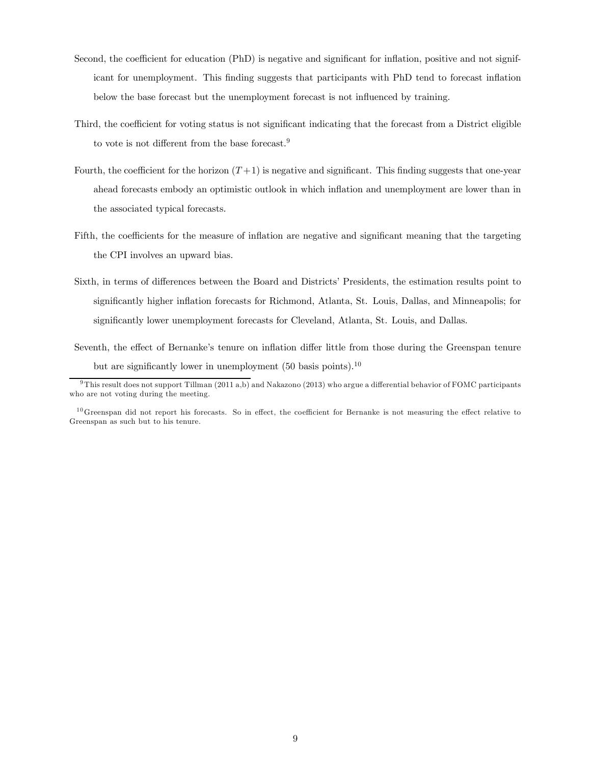Second, the coefficient for education (PhD) is negative and significant for inflation, positive and not significant for unemployment. This finding suggests that participants with PhD tend to forecast inflation below the base forecast but the unemployment forecast is not influenced by training.

Third, the coefficient for voting status is not significant indicating that the forecast from a District eligible to vote is not different from the base forecast.[9]

Fourth, the coefficient for the horizon ($T+1$) is negative and significant. This finding suggests that one-year ahead forecasts embody an optimistic outlook in which inflation and unemployment are lower than in the associated typical forecasts.

Fifth, the coefficients for the measure of inflation are negative and significant meaning that the targeting the CPI involves an upward bias.

Sixth, in terms of differences between the Board and Districts' Presidents, the estimation results point to significantly higher inflation forecasts for Richmond, Atlanta, St. Louis, Dallas, and Minneapolis; for significantly lower unemployment forecasts for Cleveland, Atlanta, St. Louis, and Dallas.

Seventh, the effect of Bernanke's tenure on inflation differ little from those during the Greenspan tenure but are significantly lower in unemployment (50 basis points).[10]

---

[9] This result does not support Tillman (2011 a,b) and Nakazono (2013) who argue a differential behavior of FOMC participants who are not voting during the meeting.

[10] Greenspan did not report his forecasts. So in effect, the coefficient for Bernanke is not measuring the effect relative to Greenspan as such but to his tenure.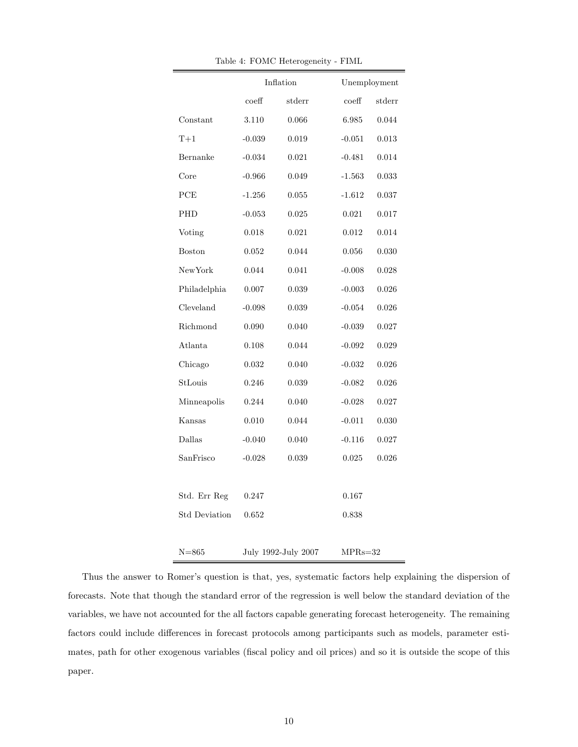Table 4: FOMC Heterogeneity - FIML

| | Inflation | | Unemployment | |
|---|---|---|---|---|
| | coeff | stderr | coeff | stderr |
| Constant | 3.110 | 0.066 | 6.985 | 0.044 |
| T+1 | -0.039 | 0.019 | -0.051 | 0.013 |
| Bernanke | -0.034 | 0.021 | -0.481 | 0.014 |
| Core | -0.966 | 0.049 | -1.563 | 0.033 |
| PCE | -1.256 | 0.055 | -1.612 | 0.037 |
| PHD | -0.053 | 0.025 | 0.021 | 0.017 |
| Voting | 0.018 | 0.021 | 0.012 | 0.014 |
| Boston | 0.052 | 0.044 | 0.056 | 0.030 |
| NewYork | 0.044 | 0.041 | -0.008 | 0.028 |
| Philadelphia | 0.007 | 0.039 | -0.003 | 0.026 |
| Cleveland | -0.098 | 0.039 | -0.054 | 0.026 |
| Richmond | 0.090 | 0.040 | -0.039 | 0.027 |
| Atlanta | 0.108 | 0.044 | -0.092 | 0.029 |
| Chicago | 0.032 | 0.040 | -0.032 | 0.026 |
| StLouis | 0.246 | 0.039 | -0.082 | 0.026 |
| Minneapolis | 0.244 | 0.040 | -0.028 | 0.027 |
| Kansas | 0.010 | 0.044 | -0.011 | 0.030 |
| Dallas | -0.040 | 0.040 | -0.116 | 0.027 |
| SanFrisco | -0.028 | 0.039 | 0.025 | 0.026 |
| | | | | |
| Std. Err Reg | 0.247 | | 0.167 | |
| Std Deviation | 0.652 | | 0.838 | |
| | | | | |
| N=865 | July 1992-July 2007 | | MPRs=32 | |

Thus the answer to Romer's question is that, yes, systematic factors help explaining the dispersion of forecasts. Note that though the standard error of the regression is well below the standard deviation of the variables, we have not accounted for the all factors capable generating forecast heterogeneity. The remaining factors could include differences in forecast protocols among participants such as models, parameter estimates, path for other exogenous variables (fiscal policy and oil prices) and so it is outside the scope of this paper.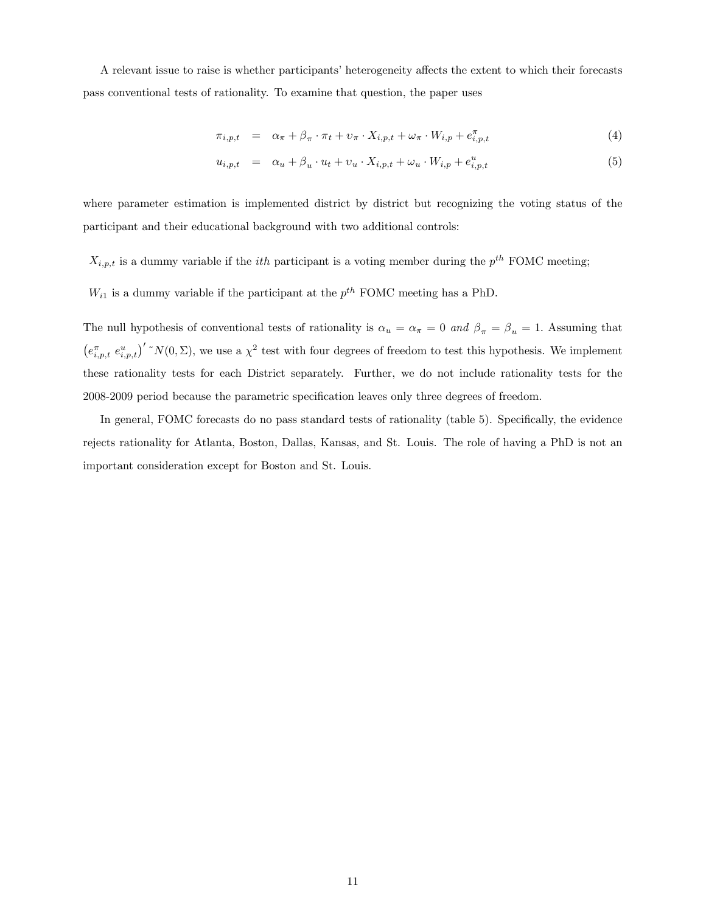A relevant issue to raise is whether participants' heterogeneity affects the extent to which their forecasts pass conventional tests of rationality. To examine that question, the paper uses

$$\pi_{i,p,t} = \alpha_\pi + \beta_\pi \cdot \pi_t + \upsilon_\pi \cdot X_{i,p,t} + \omega_\pi \cdot W_{i,p} + e^{\pi}_{i,p,t} \tag{4}$$

$$u_{i,p,t} = \alpha_u + \beta_u \cdot u_t + \upsilon_u \cdot X_{i,p,t} + \omega_u \cdot W_{i,p} + e^{u}_{i,p,t} \tag{5}$$

where parameter estimation is implemented district by district but recognizing the voting status of the participant and their educational background with two additional controls:

$X_{i,p,t}$ is a dummy variable if the $ith$ participant is a voting member during the $p^{th}$ FOMC meeting;

$W_{i1}$ is a dummy variable if the participant at the $p^{th}$ FOMC meeting has a PhD.

The null hypothesis of conventional tests of rationality is $\alpha_u = \alpha_\pi = 0$ *and* $\beta_\pi = \beta_u = 1$. Assuming that $\left(e^{\pi}_{i,p,t}\ e^{u}_{i,p,t}\right)' \sim N(0, \Sigma)$, we use a $\chi^2$ test with four degrees of freedom to test this hypothesis. We implement these rationality tests for each District separately. Further, we do not include rationality tests for the 2008-2009 period because the parametric specification leaves only three degrees of freedom.

In general, FOMC forecasts do no pass standard tests of rationality (table 5). Specifically, the evidence rejects rationality for Atlanta, Boston, Dallas, Kansas, and St. Louis. The role of having a PhD is not an important consideration except for Boston and St. Louis.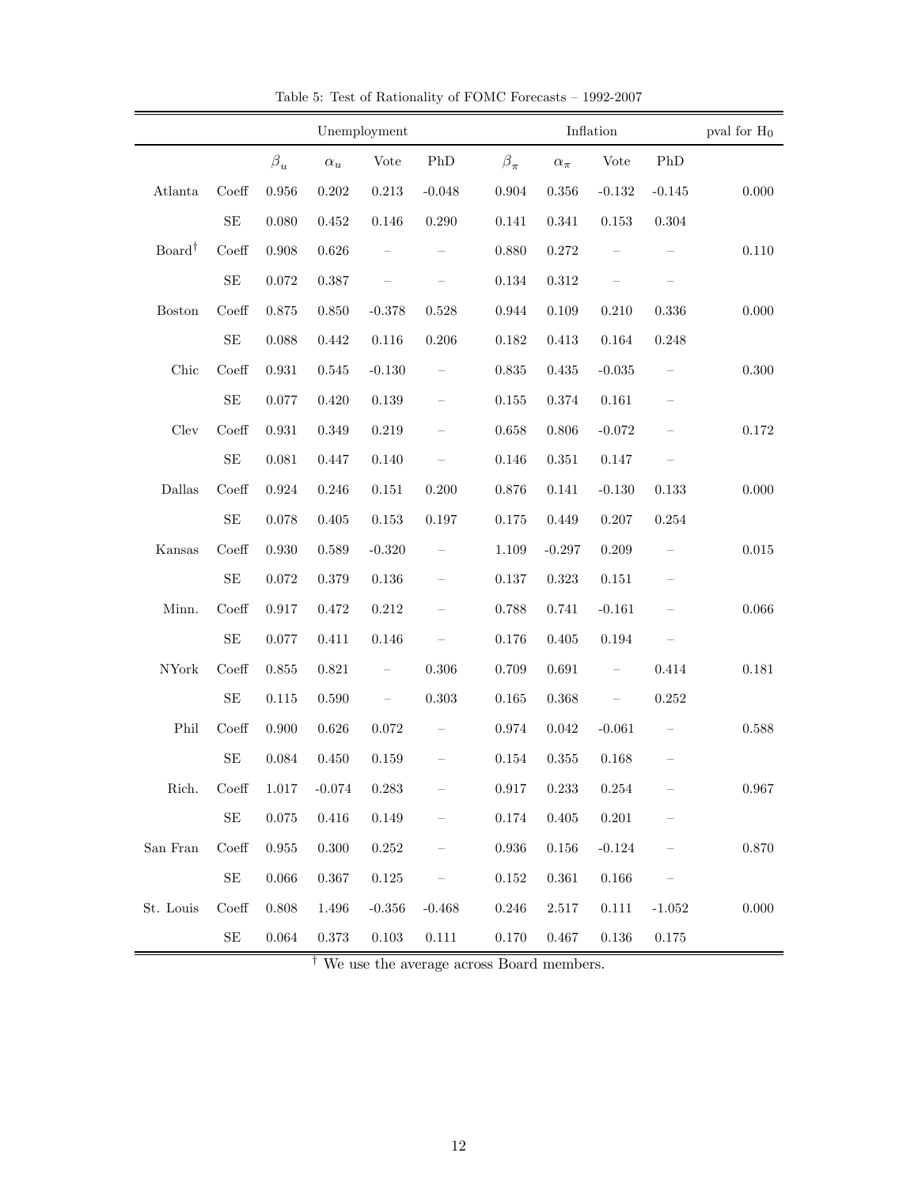Table 5: Test of Rationality of FOMC Forecasts – 1992-2007

| | | Unemployment | | | | Inflation | | | | pval for $H_0$ |
|---|---|---|---|---|---|---|---|---|---|---|
| | | $\beta_u$ | $\alpha_u$ | Vote | PhD | $\beta_\pi$ | $\alpha_\pi$ | Vote | PhD | |
| Atlanta | Coeff | 0.956 | 0.202 | 0.213 | -0.048 | 0.904 | 0.356 | -0.132 | -0.145 | 0.000 |
| | SE | 0.080 | 0.452 | 0.146 | 0.290 | 0.141 | 0.341 | 0.153 | 0.304 | |
| Board[†] | Coeff | 0.908 | 0.626 | – | – | 0.880 | 0.272 | – | – | 0.110 |
| | SE | 0.072 | 0.387 | – | – | 0.134 | 0.312 | – | – | |
| Boston | Coeff | 0.875 | 0.850 | -0.378 | 0.528 | 0.944 | 0.109 | 0.210 | 0.336 | 0.000 |
| | SE | 0.088 | 0.442 | 0.116 | 0.206 | 0.182 | 0.413 | 0.164 | 0.248 | |
| Chic | Coeff | 0.931 | 0.545 | -0.130 | – | 0.835 | 0.435 | -0.035 | – | 0.300 |
| | SE | 0.077 | 0.420 | 0.139 | – | 0.155 | 0.374 | 0.161 | – | |
| Clev | Coeff | 0.931 | 0.349 | 0.219 | – | 0.658 | 0.806 | -0.072 | – | 0.172 |
| | SE | 0.081 | 0.447 | 0.140 | – | 0.146 | 0.351 | 0.147 | – | |
| Dallas | Coeff | 0.924 | 0.246 | 0.151 | 0.200 | 0.876 | 0.141 | -0.130 | 0.133 | 0.000 |
| | SE | 0.078 | 0.405 | 0.153 | 0.197 | 0.175 | 0.449 | 0.207 | 0.254 | |
| Kansas | Coeff | 0.930 | 0.589 | -0.320 | – | 1.109 | -0.297 | 0.209 | – | 0.015 |
| | SE | 0.072 | 0.379 | 0.136 | – | 0.137 | 0.323 | 0.151 | – | |
| Minn. | Coeff | 0.917 | 0.472 | 0.212 | – | 0.788 | 0.741 | -0.161 | – | 0.066 |
| | SE | 0.077 | 0.411 | 0.146 | – | 0.176 | 0.405 | 0.194 | – | |
| NYork | Coeff | 0.855 | 0.821 | – | 0.306 | 0.709 | 0.691 | – | 0.414 | 0.181 |
| | SE | 0.115 | 0.590 | – | 0.303 | 0.165 | 0.368 | – | 0.252 | |
| Phil | Coeff | 0.900 | 0.626 | 0.072 | – | 0.974 | 0.042 | -0.061 | – | 0.588 |
| | SE | 0.084 | 0.450 | 0.159 | – | 0.154 | 0.355 | 0.168 | – | |
| Rich. | Coeff | 1.017 | -0.074 | 0.283 | – | 0.917 | 0.233 | 0.254 | – | 0.967 |
| | SE | 0.075 | 0.416 | 0.149 | – | 0.174 | 0.405 | 0.201 | – | |
| San Fran | Coeff | 0.955 | 0.300 | 0.252 | – | 0.936 | 0.156 | -0.124 | – | 0.870 |
| | SE | 0.066 | 0.367 | 0.125 | – | 0.152 | 0.361 | 0.166 | – | |
| St. Louis | Coeff | 0.808 | 1.496 | -0.356 | -0.468 | 0.246 | 2.517 | 0.111 | -1.052 | 0.000 |
| | SE | 0.064 | 0.373 | 0.103 | 0.111 | 0.170 | 0.467 | 0.136 | 0.175 | |

[†] We use the average across Board members.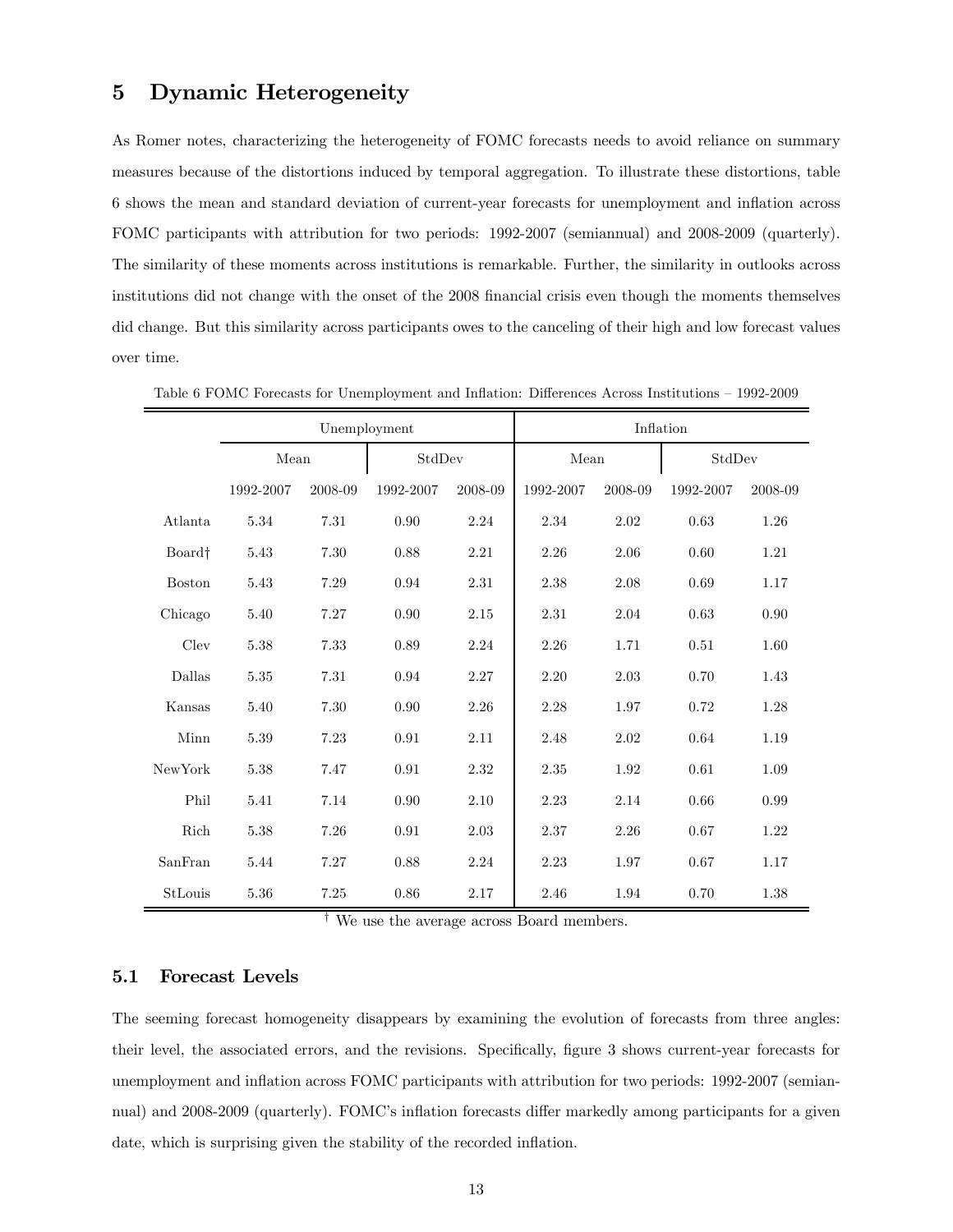## 5 Dynamic Heterogeneity

As Romer notes, characterizing the heterogeneity of FOMC forecasts needs to avoid reliance on summary measures because of the distortions induced by temporal aggregation. To illustrate these distortions, table 6 shows the mean and standard deviation of current-year forecasts for unemployment and inflation across FOMC participants with attribution for two periods: 1992-2007 (semiannual) and 2008-2009 (quarterly). The similarity of these moments across institutions is remarkable. Further, the similarity in outlooks across institutions did not change with the onset of the 2008 financial crisis even though the moments themselves did change. But this similarity across participants owes to the canceling of their high and low forecast values over time.

Table 6 FOMC Forecasts for Unemployment and Inflation: Differences Across Institutions – 1992-2009

| | Unemployment | | | | Inflation | | | |
|---|---|---|---|---|---|---|---|---|
| | Mean | | StdDev | | Mean | | StdDev | |
| | 1992-2007 | 2008-09 | 1992-2007 | 2008-09 | 1992-2007 | 2008-09 | 1992-2007 | 2008-09 |
| Atlanta | 5.34 | 7.31 | 0.90 | 2.24 | 2.34 | 2.02 | 0.63 | 1.26 |
| Board† | 5.43 | 7.30 | 0.88 | 2.21 | 2.26 | 2.06 | 0.60 | 1.21 |
| Boston | 5.43 | 7.29 | 0.94 | 2.31 | 2.38 | 2.08 | 0.69 | 1.17 |
| Chicago | 5.40 | 7.27 | 0.90 | 2.15 | 2.31 | 2.04 | 0.63 | 0.90 |
| Clev | 5.38 | 7.33 | 0.89 | 2.24 | 2.26 | 1.71 | 0.51 | 1.60 |
| Dallas | 5.35 | 7.31 | 0.94 | 2.27 | 2.20 | 2.03 | 0.70 | 1.43 |
| Kansas | 5.40 | 7.30 | 0.90 | 2.26 | 2.28 | 1.97 | 0.72 | 1.28 |
| Minn | 5.39 | 7.23 | 0.91 | 2.11 | 2.48 | 2.02 | 0.64 | 1.19 |
| NewYork | 5.38 | 7.47 | 0.91 | 2.32 | 2.35 | 1.92 | 0.61 | 1.09 |
| Phil | 5.41 | 7.14 | 0.90 | 2.10 | 2.23 | 2.14 | 0.66 | 0.99 |
| Rich | 5.38 | 7.26 | 0.91 | 2.03 | 2.37 | 2.26 | 0.67 | 1.22 |
| SanFran | 5.44 | 7.27 | 0.88 | 2.24 | 2.23 | 1.97 | 0.67 | 1.17 |
| StLouis | 5.36 | 7.25 | 0.86 | 2.17 | 2.46 | 1.94 | 0.70 | 1.38 |

† We use the average across Board members.

### 5.1 Forecast Levels

The seeming forecast homogeneity disappears by examining the evolution of forecasts from three angles: their level, the associated errors, and the revisions. Specifically, figure 3 shows current-year forecasts for unemployment and inflation across FOMC participants with attribution for two periods: 1992-2007 (semiannual) and 2008-2009 (quarterly). FOMC's inflation forecasts differ markedly among participants for a given date, which is surprising given the stability of the recorded inflation.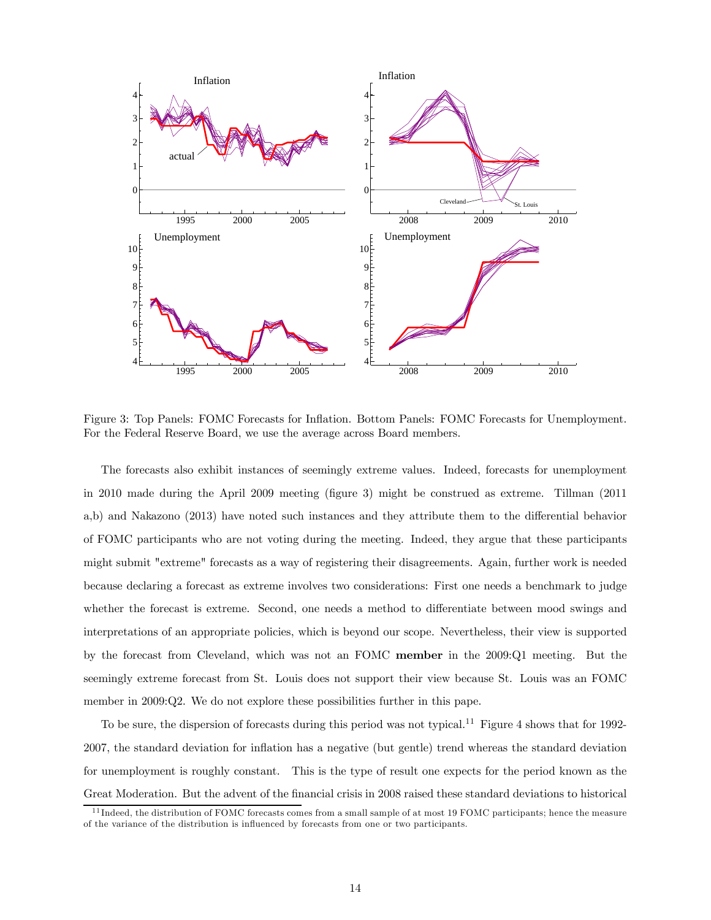Figure 3: Top Panels: FOMC Forecasts for Inflation. Bottom Panels: FOMC Forecasts for Unemployment. For the Federal Reserve Board, we use the average across Board members.

The forecasts also exhibit instances of seemingly extreme values. Indeed, forecasts for unemployment in 2010 made during the April 2009 meeting (figure 3) might be construed as extreme. Tillman (2011 a,b) and Nakazono (2013) have noted such instances and they attribute them to the differential behavior of FOMC participants who are not voting during the meeting. Indeed, they argue that these participants might submit "extreme" forecasts as a way of registering their disagreements. Again, further work is needed because declaring a forecast as extreme involves two considerations: First one needs a benchmark to judge whether the forecast is extreme. Second, one needs a method to differentiate between mood swings and interpretations of an appropriate policies, which is beyond our scope. Nevertheless, their view is supported by the forecast from Cleveland, which was not an FOMC **member** in the 2009:Q1 meeting. But the seemingly extreme forecast from St. Louis does not support their view because St. Louis was an FOMC member in 2009:Q2. We do not explore these possibilities further in this pape.

To be sure, the dispersion of forecasts during this period was not typical.[11] Figure 4 shows that for 1992-2007, the standard deviation for inflation has a negative (but gentle) trend whereas the standard deviation for unemployment is roughly constant. This is the type of result one expects for the period known as the Great Moderation. But the advent of the financial crisis in 2008 raised these standard deviations to historical

[11] Indeed, the distribution of FOMC forecasts comes from a small sample of at most 19 FOMC participants; hence the measure of the variance of the distribution is influenced by forecasts from one or two participants.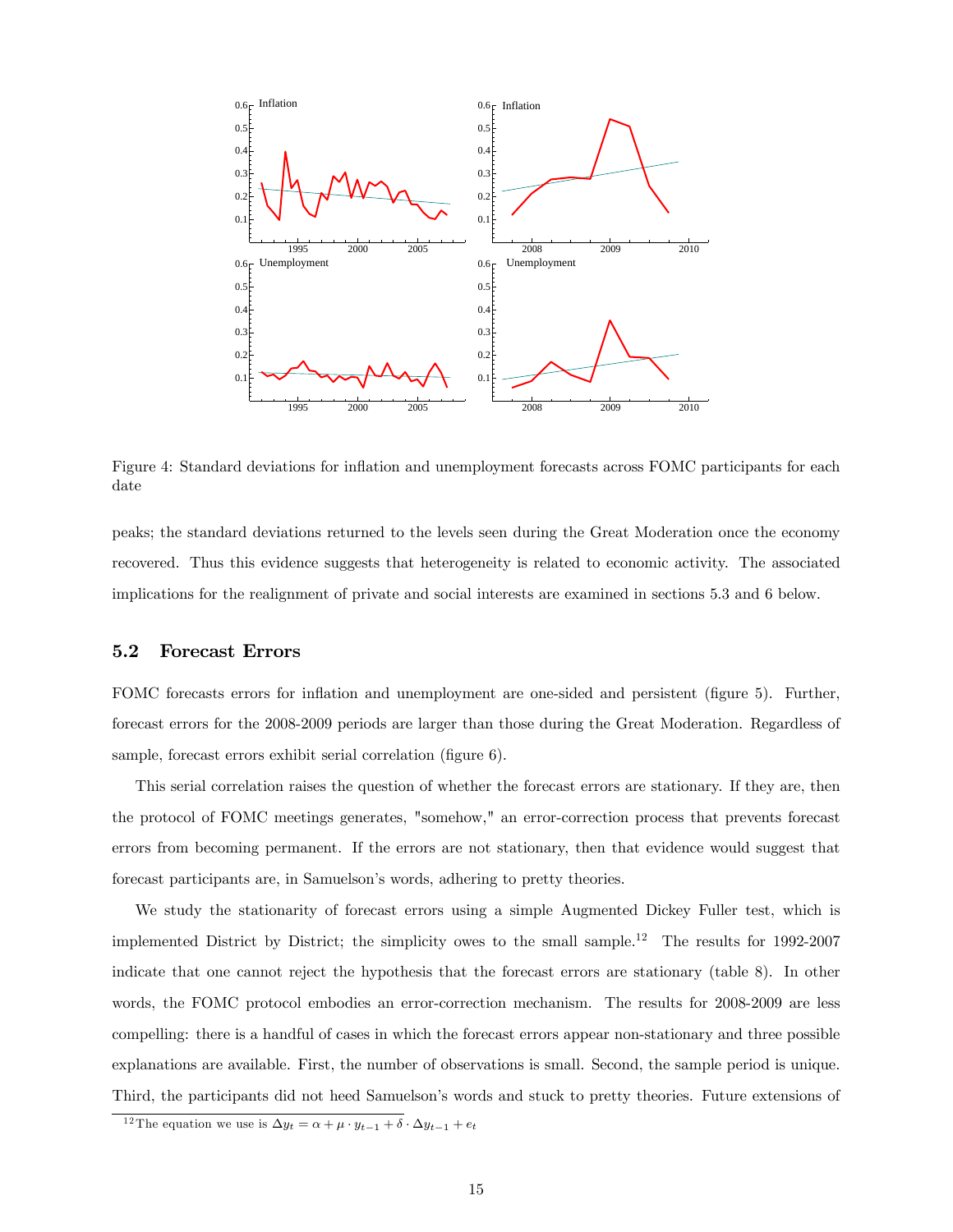Figure 4: Standard deviations for inflation and unemployment forecasts across FOMC participants for each date

peaks; the standard deviations returned to the levels seen during the Great Moderation once the economy recovered. Thus this evidence suggests that heterogeneity is related to economic activity. The associated implications for the realignment of private and social interests are examined in sections 5.3 and 6 below.

## 5.2 Forecast Errors

FOMC forecasts errors for inflation and unemployment are one-sided and persistent (figure 5). Further, forecast errors for the 2008-2009 periods are larger than those during the Great Moderation. Regardless of sample, forecast errors exhibit serial correlation (figure 6).

This serial correlation raises the question of whether the forecast errors are stationary. If they are, then the protocol of FOMC meetings generates, "somehow," an error-correction process that prevents forecast errors from becoming permanent. If the errors are not stationary, then that evidence would suggest that forecast participants are, in Samuelson's words, adhering to pretty theories.

We study the stationarity of forecast errors using a simple Augmented Dickey Fuller test, which is implemented District by District; the simplicity owes to the small sample.[12] The results for 1992-2007 indicate that one cannot reject the hypothesis that the forecast errors are stationary (table 8). In other words, the FOMC protocol embodies an error-correction mechanism. The results for 2008-2009 are less compelling: there is a handful of cases in which the forecast errors appear non-stationary and three possible explanations are available. First, the number of observations is small. Second, the sample period is unique. Third, the participants did not heed Samuelson's words and stuck to pretty theories. Future extensions of

[12] The equation we use is $\Delta y_t = \alpha + \mu \cdot y_{t-1} + \delta \cdot \Delta y_{t-1} + e_t$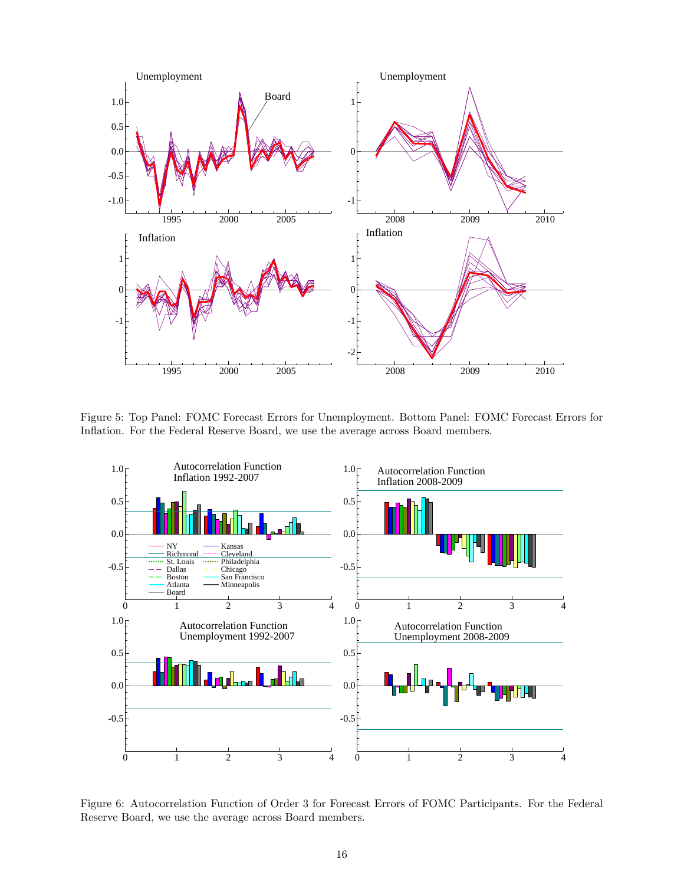Figure 5: Top Panel: FOMC Forecast Errors for Unemployment. Bottom Panel: FOMC Forecast Errors for Inflation. For the Federal Reserve Board, we use the average across Board members.

Figure 6: Autocorrelation Function of Order 3 for Forecast Errors of FOMC Participants. For the Federal Reserve Board, we use the average across Board members.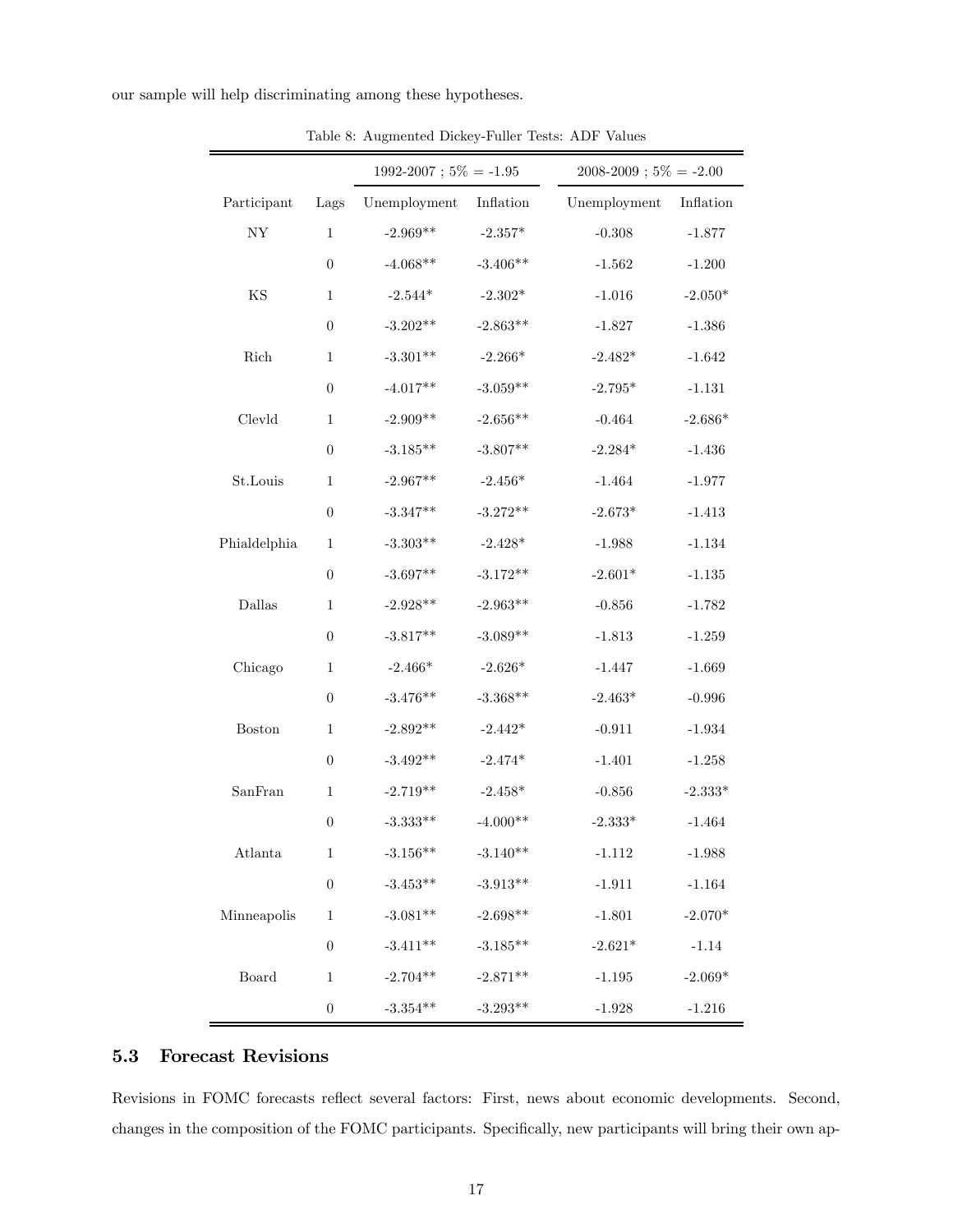our sample will help discriminating among these hypotheses.

Table 8: Augmented Dickey-Fuller Tests: ADF Values

| | | 1992-2007 ; 5% = -1.95 | | 2008-2009 ; 5% = -2.00 | |
|---|---|---|---|---|---|
| Participant | Lags | Unemployment | Inflation | Unemployment | Inflation |
| NY | 1 | -2.969** | -2.357* | -0.308 | -1.877 |
| | 0 | -4.068** | -3.406** | -1.562 | -1.200 |
| KS | 1 | -2.544* | -2.302* | -1.016 | -2.050* |
| | 0 | -3.202** | -2.863** | -1.827 | -1.386 |
| Rich | 1 | -3.301** | -2.266* | -2.482* | -1.642 |
| | 0 | -4.017** | -3.059** | -2.795* | -1.131 |
| Clevld | 1 | -2.909** | -2.656** | -0.464 | -2.686* |
| | 0 | -3.185** | -3.807** | -2.284* | -1.436 |
| St.Louis | 1 | -2.967** | -2.456* | -1.464 | -1.977 |
| | 0 | -3.347** | -3.272** | -2.673* | -1.413 |
| Phialdelphia | 1 | -3.303** | -2.428* | -1.988 | -1.134 |
| | 0 | -3.697** | -3.172** | -2.601* | -1.135 |
| Dallas | 1 | -2.928** | -2.963** | -0.856 | -1.782 |
| | 0 | -3.817** | -3.089** | -1.813 | -1.259 |
| Chicago | 1 | -2.466* | -2.626* | -1.447 | -1.669 |
| | 0 | -3.476** | -3.368** | -2.463* | -0.996 |
| Boston | 1 | -2.892** | -2.442* | -0.911 | -1.934 |
| | 0 | -3.492** | -2.474* | -1.401 | -1.258 |
| SanFran | 1 | -2.719** | -2.458* | -0.856 | -2.333* |
| | 0 | -3.333** | -4.000** | -2.333* | -1.464 |
| Atlanta | 1 | -3.156** | -3.140** | -1.112 | -1.988 |
| | 0 | -3.453** | -3.913** | -1.911 | -1.164 |
| Minneapolis | 1 | -3.081** | -2.698** | -1.801 | -2.070* |
| | 0 | -3.411** | -3.185** | -2.621* | -1.14 |
| Board | 1 | -2.704** | -2.871** | -1.195 | -2.069* |
| | 0 | -3.354** | -3.293** | -1.928 | -1.216 |

### 5.3 Forecast Revisions

Revisions in FOMC forecasts reflect several factors: First, news about economic developments. Second, changes in the composition of the FOMC participants. Specifically, new participants will bring their own ap-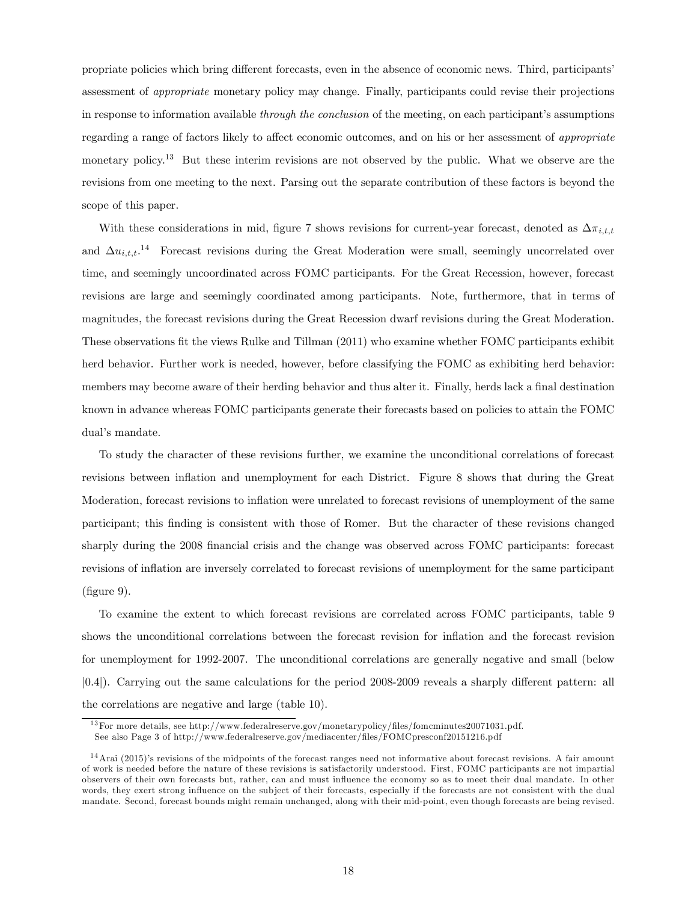propriate policies which bring different forecasts, even in the absence of economic news. Third, participants' assessment of *appropriate* monetary policy may change. Finally, participants could revise their projections in response to information available *through the conclusion* of the meeting, on each participant's assumptions regarding a range of factors likely to affect economic outcomes, and on his or her assessment of *appropriate* monetary policy.[13] But these interim revisions are not observed by the public. What we observe are the revisions from one meeting to the next. Parsing out the separate contribution of these factors is beyond the scope of this paper.

With these considerations in mid, figure 7 shows revisions for current-year forecast, denoted as $\Delta\pi_{i,t,t}$ and $\Delta u_{i,t,t}$.[14] Forecast revisions during the Great Moderation were small, seemingly uncorrelated over time, and seemingly uncoordinated across FOMC participants. For the Great Recession, however, forecast revisions are large and seemingly coordinated among participants. Note, furthermore, that in terms of magnitudes, the forecast revisions during the Great Recession dwarf revisions during the Great Moderation. These observations fit the views Rulke and Tillman (2011) who examine whether FOMC participants exhibit herd behavior. Further work is needed, however, before classifying the FOMC as exhibiting herd behavior: members may become aware of their herding behavior and thus alter it. Finally, herds lack a final destination known in advance whereas FOMC participants generate their forecasts based on policies to attain the FOMC dual's mandate.

To study the character of these revisions further, we examine the unconditional correlations of forecast revisions between inflation and unemployment for each District. Figure 8 shows that during the Great Moderation, forecast revisions to inflation were unrelated to forecast revisions of unemployment of the same participant; this finding is consistent with those of Romer. But the character of these revisions changed sharply during the 2008 financial crisis and the change was observed across FOMC participants: forecast revisions of inflation are inversely correlated to forecast revisions of unemployment for the same participant (figure 9).

To examine the extent to which forecast revisions are correlated across FOMC participants, table 9 shows the unconditional correlations between the forecast revision for inflation and the forecast revision for unemployment for 1992-2007. The unconditional correlations are generally negative and small (below $|0.4|$). Carrying out the same calculations for the period 2008-2009 reveals a sharply different pattern: all the correlations are negative and large (table 10).

[13] For more details, see http://www.federalreserve.gov/monetarypolicy/files/fomcminutes20071031.pdf. See also Page 3 of http://www.federalreserve.gov/mediacenter/files/FOMCpresconf20151216.pdf

[14] Arai (2015)'s revisions of the midpoints of the forecast ranges need not informative about forecast revisions. A fair amount of work is needed before the nature of these revisions is satisfactorily understood. First, FOMC participants are not impartial observers of their own forecasts but, rather, can and must influence the economy so as to meet their dual mandate. In other words, they exert strong influence on the subject of their forecasts, especially if the forecasts are not consistent with the dual mandate. Second, forecast bounds might remain unchanged, along with their mid-point, even though forecasts are being revised.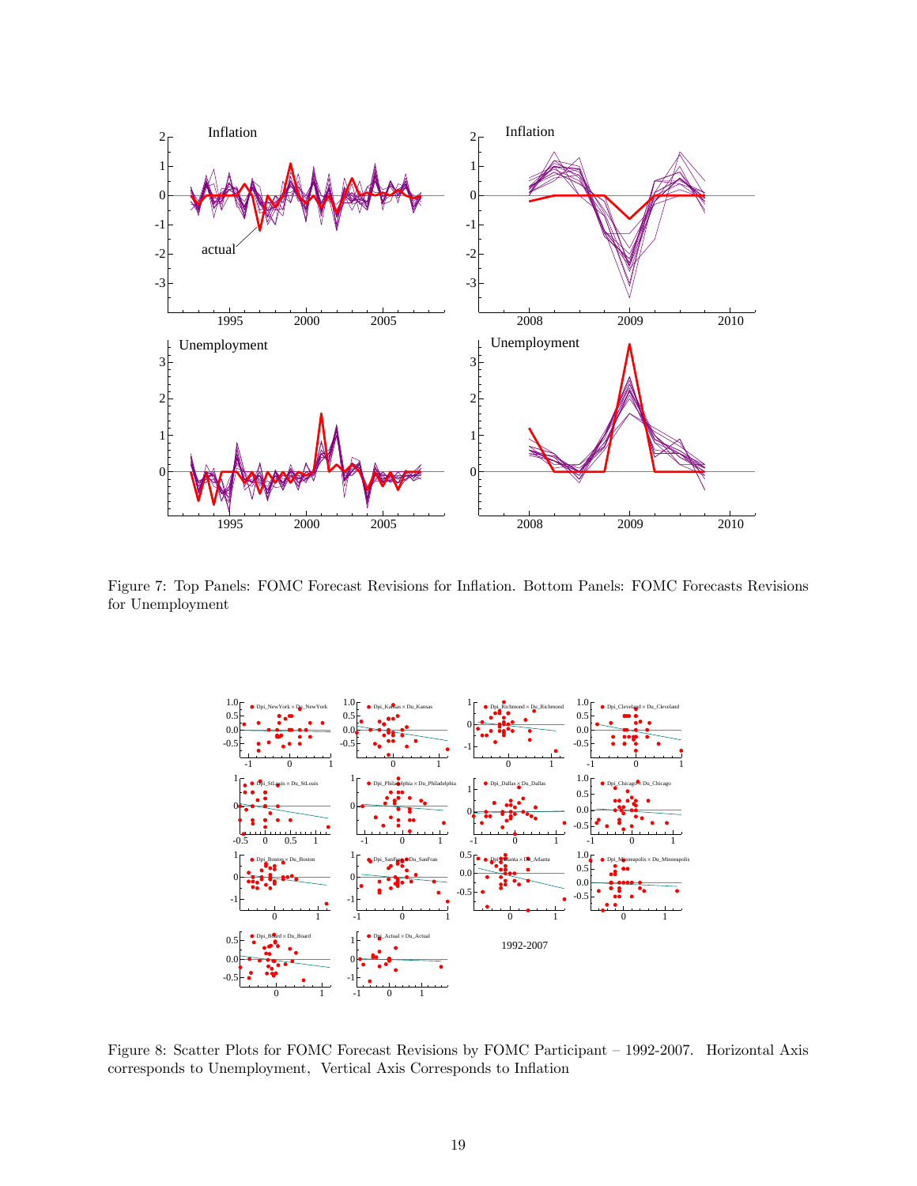Figure 7: Top Panels: FOMC Forecast Revisions for Inflation. Bottom Panels: FOMC Forecasts Revisions for Unemployment

Figure 8: Scatter Plots for FOMC Forecast Revisions by FOMC Participant – 1992-2007. Horizontal Axis corresponds to Unemployment, Vertical Axis Corresponds to Inflation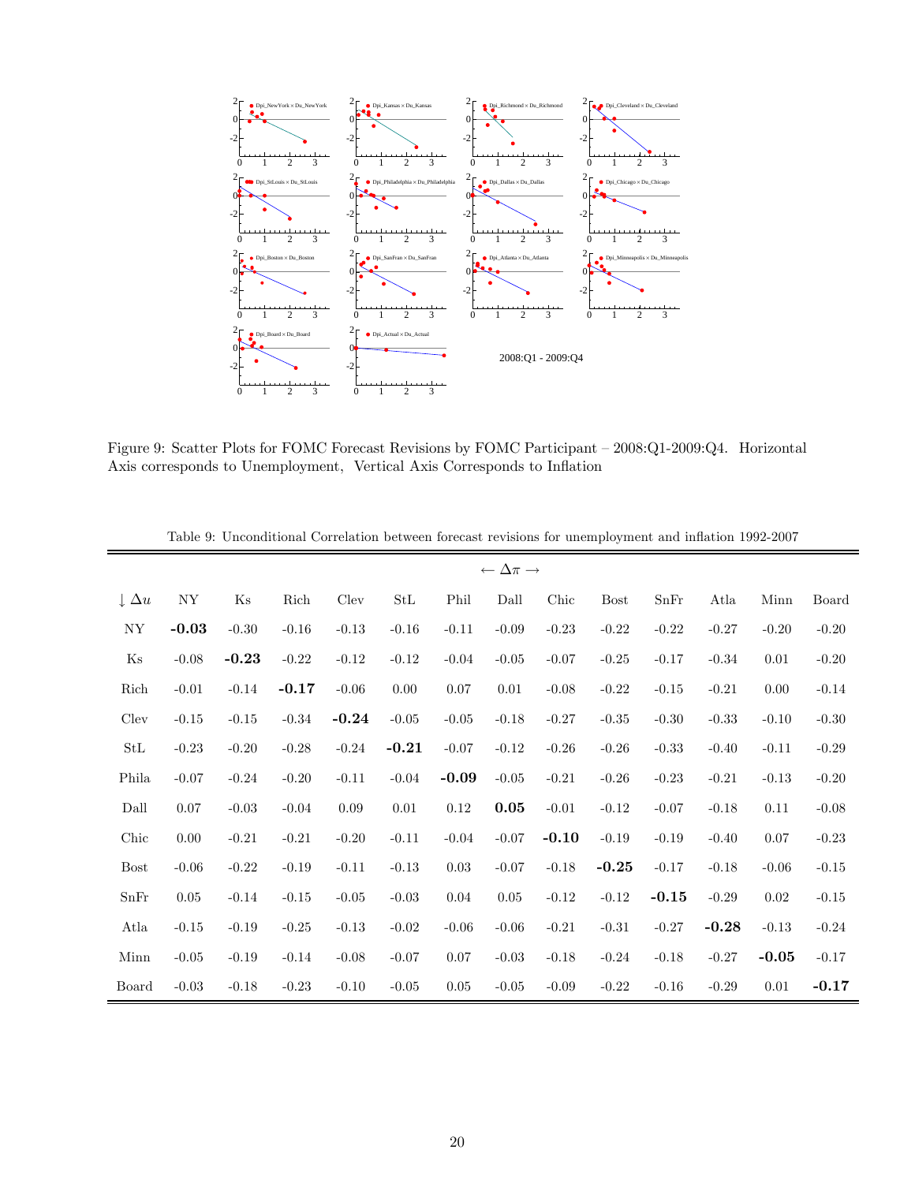Figure 9: Scatter Plots for FOMC Forecast Revisions by FOMC Participant – 2008:Q1-2009:Q4. Horizontal Axis corresponds to Unemployment, Vertical Axis Corresponds to Inflation

Table 9: Unconditional Correlation between forecast revisions for unemployment and inflation 1992-2007

| | ← $\Delta\pi$ → | | | | | | | | | | | | |
|---|---|---|---|---|---|---|---|---|---|---|---|---|---|
| ↓ $\Delta u$ | NY | Ks | Rich | Clev | StL | Phil | Dall | Chic | Bost | SnFr | Atla | Minn | Board |
| NY | **-0.03** | -0.30 | -0.16 | -0.13 | -0.16 | -0.11 | -0.09 | -0.23 | -0.22 | -0.22 | -0.27 | -0.20 | -0.20 |
| Ks | -0.08 | **-0.23** | -0.22 | -0.12 | -0.12 | -0.04 | -0.05 | -0.07 | -0.25 | -0.17 | -0.34 | 0.01 | -0.20 |
| Rich | -0.01 | -0.14 | **-0.17** | -0.06 | 0.00 | 0.07 | 0.01 | -0.08 | -0.22 | -0.15 | -0.21 | 0.00 | -0.14 |
| Clev | -0.15 | -0.15 | -0.34 | **-0.24** | -0.05 | -0.05 | -0.18 | -0.27 | -0.35 | -0.30 | -0.33 | -0.10 | -0.30 |
| StL | -0.23 | -0.20 | -0.28 | -0.24 | **-0.21** | -0.07 | -0.12 | -0.26 | -0.26 | -0.33 | -0.40 | -0.11 | -0.29 |
| Phila | -0.07 | -0.24 | -0.20 | -0.11 | -0.04 | **-0.09** | -0.05 | -0.21 | -0.26 | -0.23 | -0.21 | -0.13 | -0.20 |
| Dall | 0.07 | -0.03 | -0.04 | 0.09 | 0.01 | 0.12 | **0.05** | -0.01 | -0.12 | -0.07 | -0.18 | 0.11 | -0.08 |
| Chic | 0.00 | -0.21 | -0.21 | -0.20 | -0.11 | -0.04 | -0.07 | **-0.10** | -0.19 | -0.19 | -0.40 | 0.07 | -0.23 |
| Bost | -0.06 | -0.22 | -0.19 | -0.11 | -0.13 | 0.03 | -0.07 | -0.18 | **-0.25** | -0.17 | -0.18 | -0.06 | -0.15 |
| SnFr | 0.05 | -0.14 | -0.15 | -0.05 | -0.03 | 0.04 | 0.05 | -0.12 | -0.12 | **-0.15** | -0.29 | 0.02 | -0.15 |
| Atla | -0.15 | -0.19 | -0.25 | -0.13 | -0.02 | -0.06 | -0.06 | -0.21 | -0.31 | -0.27 | **-0.28** | -0.13 | -0.24 |
| Minn | -0.05 | -0.19 | -0.14 | -0.08 | -0.07 | 0.07 | -0.03 | -0.18 | -0.24 | -0.18 | -0.27 | **-0.05** | -0.17 |
| Board | -0.03 | -0.18 | -0.23 | -0.10 | -0.05 | 0.05 | -0.05 | -0.09 | -0.22 | -0.16 | -0.29 | 0.01 | **-0.17** |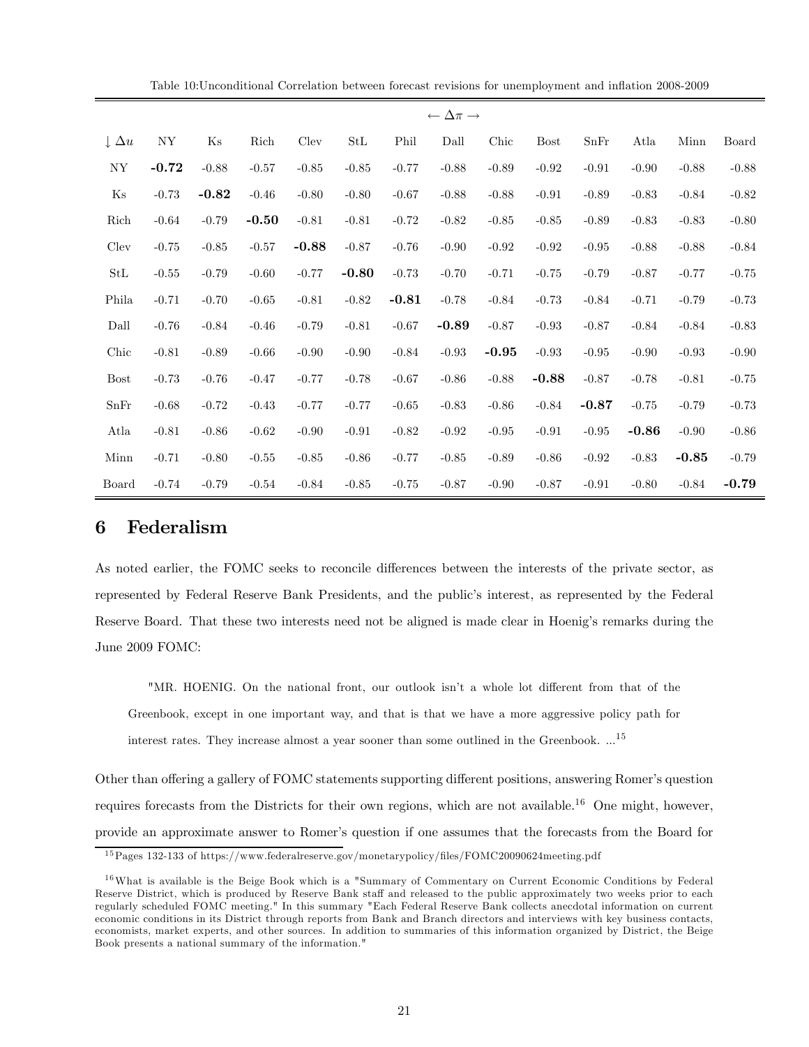Table 10:Unconditional Correlation between forecast revisions for unemployment and inflation 2008-2009

| | ← $\Delta\pi$ → | | | | | | | | | | | | |
|---|---|---|---|---|---|---|---|---|---|---|---|---|---|
| ↓ $\Delta u$ | NY | Ks | Rich | Clev | StL | Phil | Dall | Chic | Bost | SnFr | Atla | Minn | Board |
| NY | **-0.72** | -0.88 | -0.57 | -0.85 | -0.85 | -0.77 | -0.88 | -0.89 | -0.92 | -0.91 | -0.90 | -0.88 | -0.88 |
| Ks | -0.73 | **-0.82** | -0.46 | -0.80 | -0.80 | -0.67 | -0.88 | -0.88 | -0.91 | -0.89 | -0.83 | -0.84 | -0.82 |
| Rich | -0.64 | -0.79 | **-0.50** | -0.81 | -0.81 | -0.72 | -0.82 | -0.85 | -0.85 | -0.89 | -0.83 | -0.83 | -0.80 |
| Clev | -0.75 | -0.85 | -0.57 | **-0.88** | -0.87 | -0.76 | -0.90 | -0.92 | -0.92 | -0.95 | -0.88 | -0.88 | -0.84 |
| StL | -0.55 | -0.79 | -0.60 | -0.77 | **-0.80** | -0.73 | -0.70 | -0.71 | -0.75 | -0.79 | -0.87 | -0.77 | -0.75 |
| Phila | -0.71 | -0.70 | -0.65 | -0.81 | -0.82 | **-0.81** | -0.78 | -0.84 | -0.73 | -0.84 | -0.71 | -0.79 | -0.73 |
| Dall | -0.76 | -0.84 | -0.46 | -0.79 | -0.81 | -0.67 | **-0.89** | -0.87 | -0.93 | -0.87 | -0.84 | -0.84 | -0.83 |
| Chic | -0.81 | -0.89 | -0.66 | -0.90 | -0.90 | -0.84 | -0.93 | **-0.95** | -0.93 | -0.95 | -0.90 | -0.93 | -0.90 |
| Bost | -0.73 | -0.76 | -0.47 | -0.77 | -0.78 | -0.67 | -0.86 | -0.88 | **-0.88** | -0.87 | -0.78 | -0.81 | -0.75 |
| SnFr | -0.68 | -0.72 | -0.43 | -0.77 | -0.77 | -0.65 | -0.83 | -0.86 | -0.84 | **-0.87** | -0.75 | -0.79 | -0.73 |
| Atla | -0.81 | -0.86 | -0.62 | -0.90 | -0.91 | -0.82 | -0.92 | -0.95 | -0.91 | -0.95 | **-0.86** | -0.90 | -0.86 |
| Minn | -0.71 | -0.80 | -0.55 | -0.85 | -0.86 | -0.77 | -0.85 | -0.89 | -0.86 | -0.92 | -0.83 | **-0.85** | -0.79 |
| Board | -0.74 | -0.79 | -0.54 | -0.84 | -0.85 | -0.75 | -0.87 | -0.90 | -0.87 | -0.91 | -0.80 | -0.84 | **-0.79** |

# 6 Federalism

As noted earlier, the FOMC seeks to reconcile differences between the interests of the private sector, as represented by Federal Reserve Bank Presidents, and the public's interest, as represented by the Federal Reserve Board. That these two interests need not be aligned is made clear in Hoenig's remarks during the June 2009 FOMC:

> "MR. HOENIG. On the national front, our outlook isn't a whole lot different from that of the Greenbook, except in one important way, and that is that we have a more aggressive policy path for interest rates. They increase almost a year sooner than some outlined in the Greenbook. ...[15]

Other than offering a gallery of FOMC statements supporting different positions, answering Romer's question requires forecasts from the Districts for their own regions, which are not available.[16] One might, however, provide an approximate answer to Romer's question if one assumes that the forecasts from the Board for

[15] Pages 132-133 of https://www.federalreserve.gov/monetarypolicy/files/FOMC20090624meeting.pdf

[16] What is available is the Beige Book which is a "Summary of Commentary on Current Economic Conditions by Federal Reserve District, which is produced by Reserve Bank staff and released to the public approximately two weeks prior to each regularly scheduled FOMC meeting." In this summary "Each Federal Reserve Bank collects anecdotal information on current economic conditions in its District through reports from Bank and Branch directors and interviews with key business contacts, economists, market experts, and other sources. In addition to summaries of this information organized by District, the Beige Book presents a national summary of the information."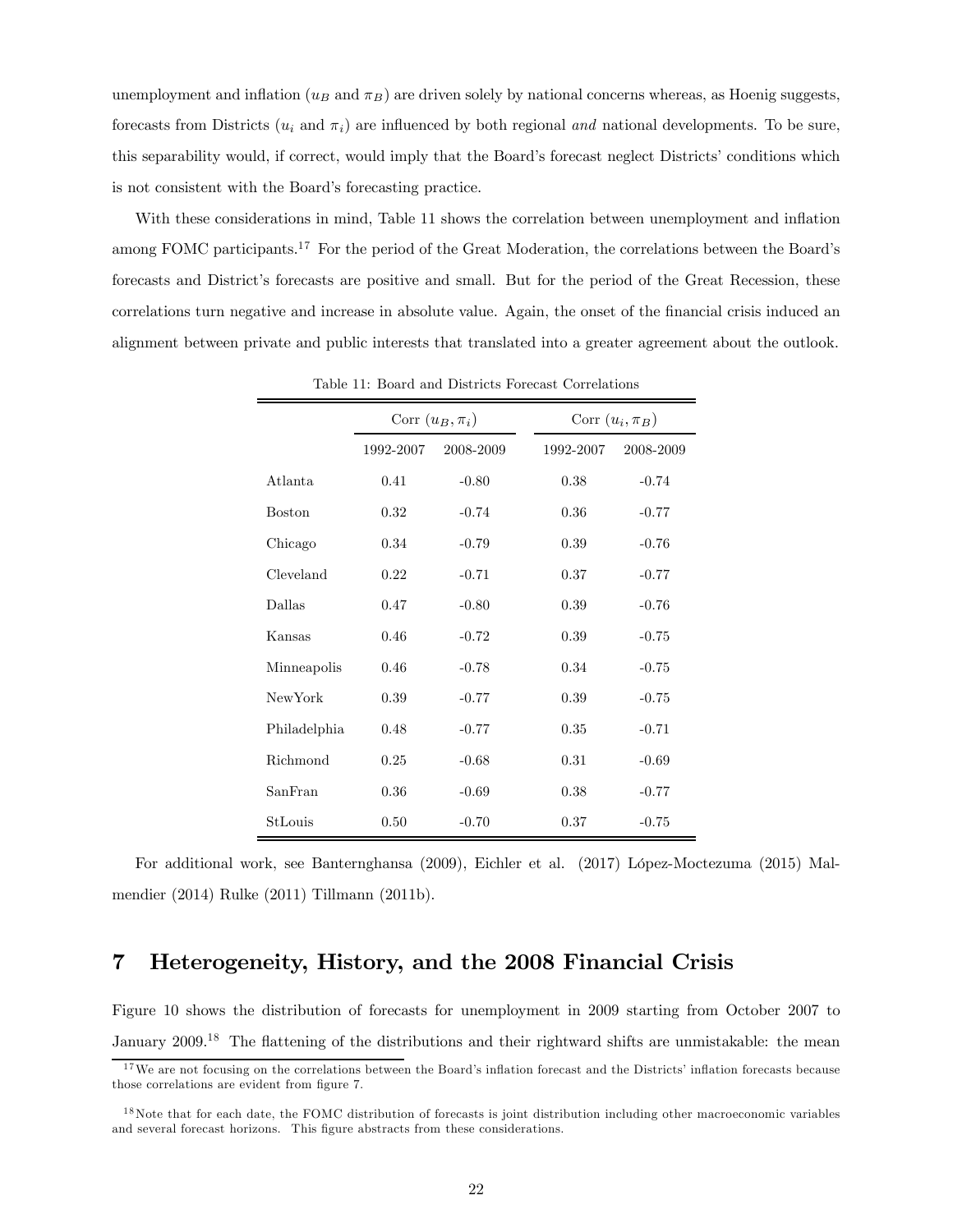unemployment and inflation ($u_B$ and $\pi_B$) are driven solely by national concerns whereas, as Hoenig suggests, forecasts from Districts ($u_i$ and $\pi_i$) are influenced by both regional *and* national developments. To be sure, this separability would, if correct, would imply that the Board's forecast neglect Districts' conditions which is not consistent with the Board's forecasting practice.

With these considerations in mind, Table 11 shows the correlation between unemployment and inflation among FOMC participants.[17] For the period of the Great Moderation, the correlations between the Board's forecasts and District's forecasts are positive and small. But for the period of the Great Recession, these correlations turn negative and increase in absolute value. Again, the onset of the financial crisis induced an alignment between private and public interests that translated into a greater agreement about the outlook.

Table 11: Board and Districts Forecast Correlations

| | Corr $(u_B, \pi_i)$ | | Corr $(u_i, \pi_B)$ | |
|---|---|---|---|---|
| | 1992-2007 | 2008-2009 | 1992-2007 | 2008-2009 |
| Atlanta | 0.41 | -0.80 | 0.38 | -0.74 |
| Boston | 0.32 | -0.74 | 0.36 | -0.77 |
| Chicago | 0.34 | -0.79 | 0.39 | -0.76 |
| Cleveland | 0.22 | -0.71 | 0.37 | -0.77 |
| Dallas | 0.47 | -0.80 | 0.39 | -0.76 |
| Kansas | 0.46 | -0.72 | 0.39 | -0.75 |
| Minneapolis | 0.46 | -0.78 | 0.34 | -0.75 |
| NewYork | 0.39 | -0.77 | 0.39 | -0.75 |
| Philadelphia | 0.48 | -0.77 | 0.35 | -0.71 |
| Richmond | 0.25 | -0.68 | 0.31 | -0.69 |
| SanFran | 0.36 | -0.69 | 0.38 | -0.77 |
| StLouis | 0.50 | -0.70 | 0.37 | -0.75 |

For additional work, see Banternghansa (2009), Eichler et al. (2017) López-Moctezuma (2015) Malmendier (2014) Rulke (2011) Tillmann (2011b).

## 7 Heterogeneity, History, and the 2008 Financial Crisis

Figure 10 shows the distribution of forecasts for unemployment in 2009 starting from October 2007 to January 2009.[18] The flattening of the distributions and their rightward shifts are unmistakable: the mean

[17] We are not focusing on the correlations between the Board's inflation forecast and the Districts' inflation forecasts because those correlations are evident from figure 7.

[18] Note that for each date, the FOMC distribution of forecasts is joint distribution including other macroeconomic variables and several forecast horizons. This figure abstracts from these considerations.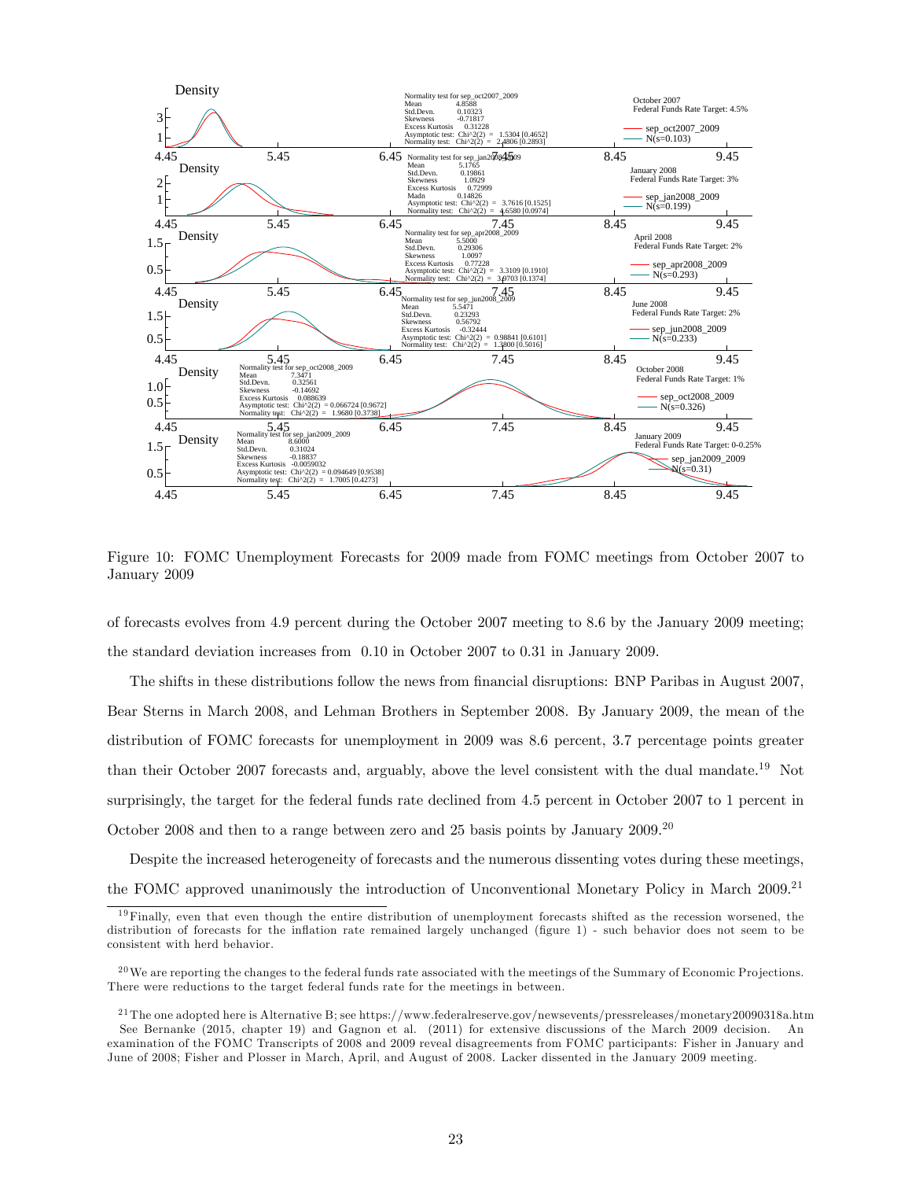Figure 10: FOMC Unemployment Forecasts for 2009 made from FOMC meetings from October 2007 to January 2009

of forecasts evolves from 4.9 percent during the October 2007 meeting to 8.6 by the January 2009 meeting; the standard deviation increases from 0.10 in October 2007 to 0.31 in January 2009.

The shifts in these distributions follow the news from financial disruptions: BNP Paribas in August 2007, Bear Sterns in March 2008, and Lehman Brothers in September 2008. By January 2009, the mean of the distribution of FOMC forecasts for unemployment in 2009 was 8.6 percent, 3.7 percentage points greater than their October 2007 forecasts and, arguably, above the level consistent with the dual mandate.[19] Not surprisingly, the target for the federal funds rate declined from 4.5 percent in October 2007 to 1 percent in October 2008 and then to a range between zero and 25 basis points by January 2009.[20]

Despite the increased heterogeneity of forecasts and the numerous dissenting votes during these meetings, the FOMC approved unanimously the introduction of Unconventional Monetary Policy in March 2009.[21]

---

[19] Finally, even that even though the entire distribution of unemployment forecasts shifted as the recession worsened, the distribution of forecasts for the inflation rate remained largely unchanged (figure 1) - such behavior does not seem to be consistent with herd behavior.

[20] We are reporting the changes to the federal funds rate associated with the meetings of the Summary of Economic Projections. There were reductions to the target federal funds rate for the meetings in between.

[21] The one adopted here is Alternative B; see https://www.federalreserve.gov/newsevents/pressreleases/monetary20090318a.htm See Bernanke (2015, chapter 19) and Gagnon et al. (2011) for extensive discussions of the March 2009 decision. An examination of the FOMC Transcripts of 2008 and 2009 reveal disagreements from FOMC participants: Fisher in January and June of 2008; Fisher and Plosser in March, April, and August of 2008. Lacker dissented in the January 2009 meeting.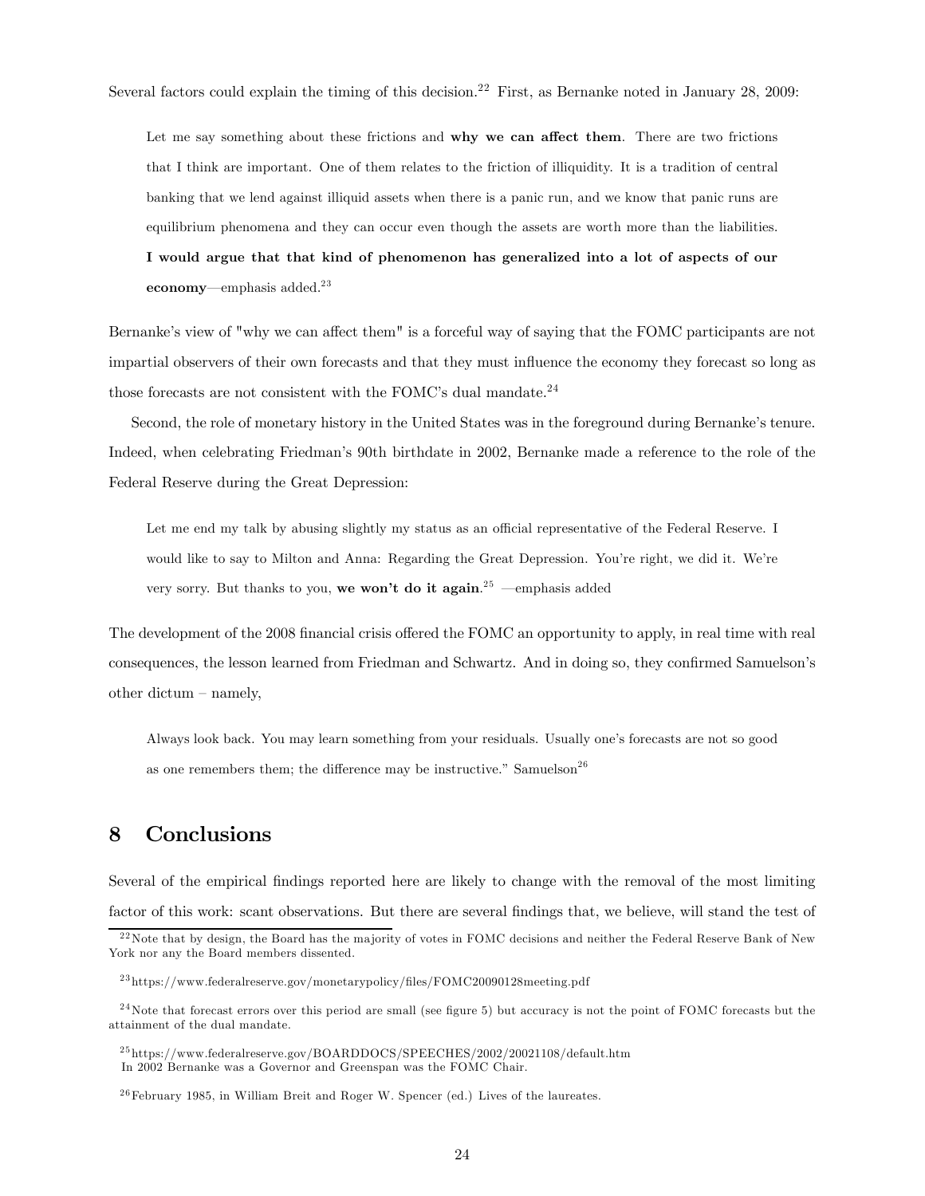Several factors could explain the timing of this decision.[22] First, as Bernanke noted in January 28, 2009:

> Let me say something about these frictions and **why we can affect them**. There are two frictions that I think are important. One of them relates to the friction of illiquidity. It is a tradition of central banking that we lend against illiquid assets when there is a panic run, and we know that panic runs are equilibrium phenomena and they can occur even though the assets are worth more than the liabilities. **I would argue that that kind of phenomenon has generalized into a lot of aspects of our economy**—emphasis added.[23]

Bernanke's view of "why we can affect them" is a forceful way of saying that the FOMC participants are not impartial observers of their own forecasts and that they must influence the economy they forecast so long as those forecasts are not consistent with the FOMC's dual mandate.[24]

Second, the role of monetary history in the United States was in the foreground during Bernanke's tenure. Indeed, when celebrating Friedman's 90th birthdate in 2002, Bernanke made a reference to the role of the Federal Reserve during the Great Depression:

> Let me end my talk by abusing slightly my status as an official representative of the Federal Reserve. I would like to say to Milton and Anna: Regarding the Great Depression. You're right, we did it. We're very sorry. But thanks to you, **we won't do it again**.[25] —emphasis added

The development of the 2008 financial crisis offered the FOMC an opportunity to apply, in real time with real consequences, the lesson learned from Friedman and Schwartz. And in doing so, they confirmed Samuelson's other dictum – namely,

> Always look back. You may learn something from your residuals. Usually one's forecasts are not so good as one remembers them; the difference may be instructive." Samuelson[26]

## 8 Conclusions

Several of the empirical findings reported here are likely to change with the removal of the most limiting factor of this work: scant observations. But there are several findings that, we believe, will stand the test of

[22] Note that by design, the Board has the majority of votes in FOMC decisions and neither the Federal Reserve Bank of New York nor any the Board members dissented.

[23] https://www.federalreserve.gov/monetarypolicy/files/FOMC20090128meeting.pdf

[24] Note that forecast errors over this period are small (see figure 5) but accuracy is not the point of FOMC forecasts but the attainment of the dual mandate.

[25] https://www.federalreserve.gov/BOARDDOCS/SPEECHES/2002/20021108/default.htm
In 2002 Bernanke was a Governor and Greenspan was the FOMC Chair.

[26] February 1985, in William Breit and Roger W. Spencer (ed.) Lives of the laureates.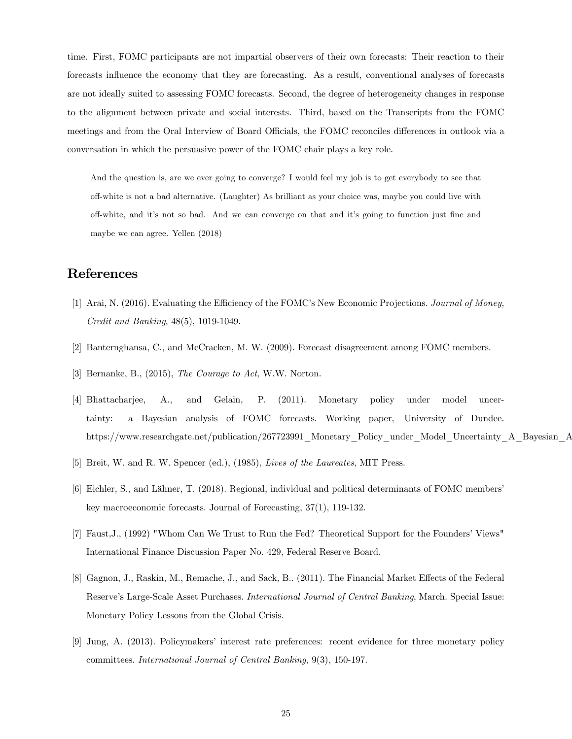time. First, FOMC participants are not impartial observers of their own forecasts: Their reaction to their forecasts influence the economy that they are forecasting. As a result, conventional analyses of forecasts are not ideally suited to assessing FOMC forecasts. Second, the degree of heterogeneity changes in response to the alignment between private and social interests. Third, based on the Transcripts from the FOMC meetings and from the Oral Interview of Board Officials, the FOMC reconciles differences in outlook via a conversation in which the persuasive power of the FOMC chair plays a key role.

> And the question is, are we ever going to converge? I would feel my job is to get everybody to see that off-white is not a bad alternative. (Laughter) As brilliant as your choice was, maybe you could live with off-white, and it's not so bad. And we can converge on that and it's going to function just fine and maybe we can agree. Yellen (2018)

## References

[1] Arai, N. (2016). Evaluating the Efficiency of the FOMC's New Economic Projections. *Journal of Money, Credit and Banking*, 48(5), 1019-1049.

[2] Banternghansa, C., and McCracken, M. W. (2009). Forecast disagreement among FOMC members.

[3] Bernanke, B., (2015), *The Courage to Act*, W.W. Norton.

[4] Bhattacharjee, A., and Gelain, P. (2011). Monetary policy under model uncertainty: a Bayesian analysis of FOMC forecasts. Working paper, University of Dundee. https://www.researchgate.net/publication/267723991_Monetary_Policy_under_Model_Uncertainty_A_Bayesian_A

[5] Breit, W. and R. W. Spencer (ed.), (1985), *Lives of the Laureates*, MIT Press.

[6] Eichler, S., and Lähner, T. (2018). Regional, individual and political determinants of FOMC members' key macroeconomic forecasts. Journal of Forecasting, 37(1), 119-132.

[7] Faust,J., (1992) "Whom Can We Trust to Run the Fed? Theoretical Support for the Founders' Views" International Finance Discussion Paper No. 429, Federal Reserve Board.

[8] Gagnon, J., Raskin, M., Remache, J., and Sack, B.. (2011). The Financial Market Effects of the Federal Reserve's Large-Scale Asset Purchases. *International Journal of Central Banking*, March. Special Issue: Monetary Policy Lessons from the Global Crisis.

[9] Jung, A. (2013). Policymakers' interest rate preferences: recent evidence for three monetary policy committees. *International Journal of Central Banking*, 9(3), 150-197.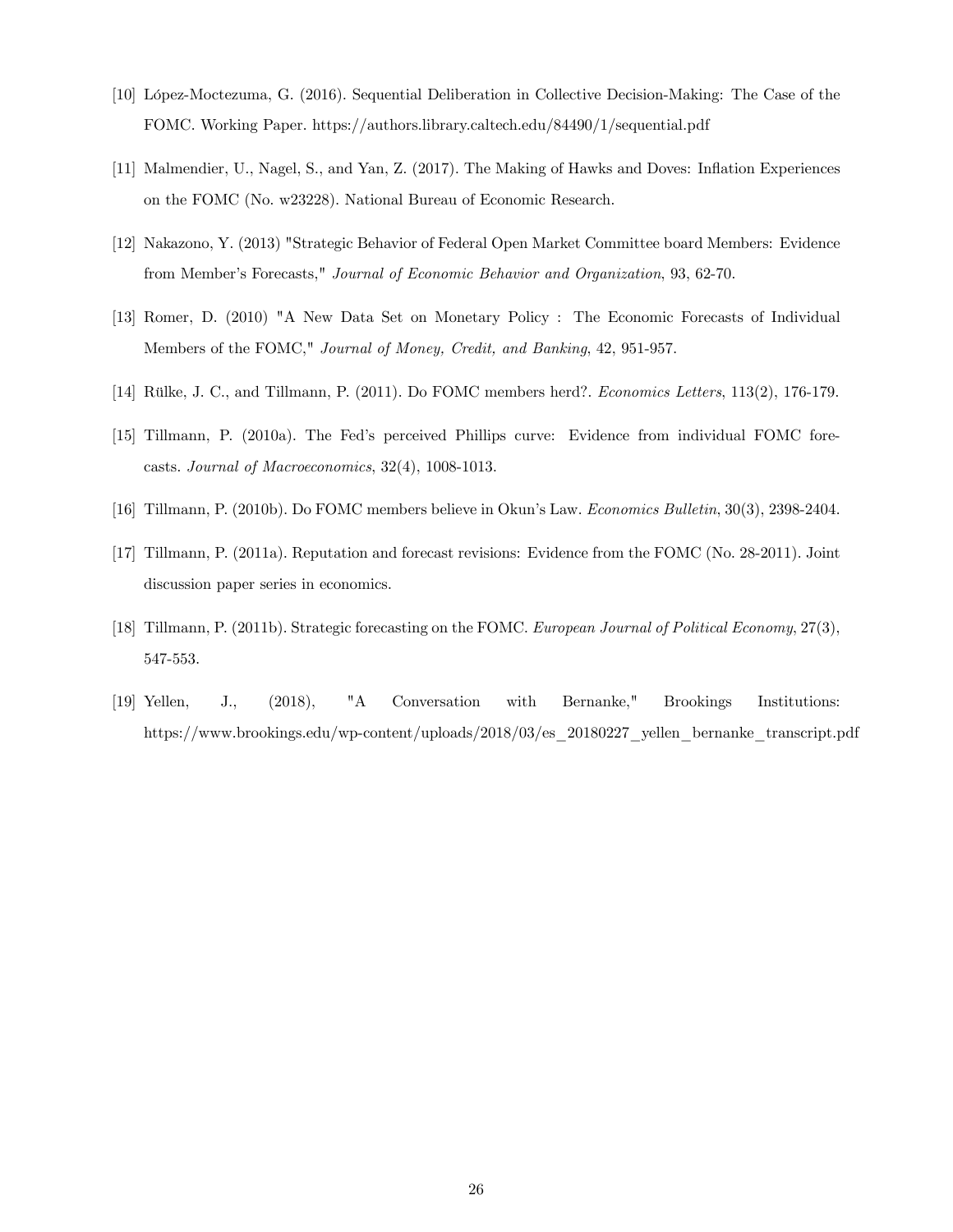[10] López-Moctezuma, G. (2016). Sequential Deliberation in Collective Decision-Making: The Case of the FOMC. Working Paper. https://authors.library.caltech.edu/84490/1/sequential.pdf

[11] Malmendier, U., Nagel, S., and Yan, Z. (2017). The Making of Hawks and Doves: Inflation Experiences on the FOMC (No. w23228). National Bureau of Economic Research.

[12] Nakazono, Y. (2013) "Strategic Behavior of Federal Open Market Committee board Members: Evidence from Member's Forecasts," *Journal of Economic Behavior and Organization*, 93, 62-70.

[13] Romer, D. (2010) "A New Data Set on Monetary Policy : The Economic Forecasts of Individual Members of the FOMC," *Journal of Money, Credit, and Banking*, 42, 951-957.

[14] Rülke, J. C., and Tillmann, P. (2011). Do FOMC members herd?. *Economics Letters*, 113(2), 176-179.

[15] Tillmann, P. (2010a). The Fed's perceived Phillips curve: Evidence from individual FOMC forecasts. *Journal of Macroeconomics*, 32(4), 1008-1013.

[16] Tillmann, P. (2010b). Do FOMC members believe in Okun's Law. *Economics Bulletin*, 30(3), 2398-2404.

[17] Tillmann, P. (2011a). Reputation and forecast revisions: Evidence from the FOMC (No. 28-2011). Joint discussion paper series in economics.

[18] Tillmann, P. (2011b). Strategic forecasting on the FOMC. *European Journal of Political Economy*, 27(3), 547-553.

[19] Yellen, J., (2018), "A Conversation with Bernanke," Brookings Institutions: https://www.brookings.edu/wp-content/uploads/2018/03/es_20180227_yellen_bernanke_transcript.pdf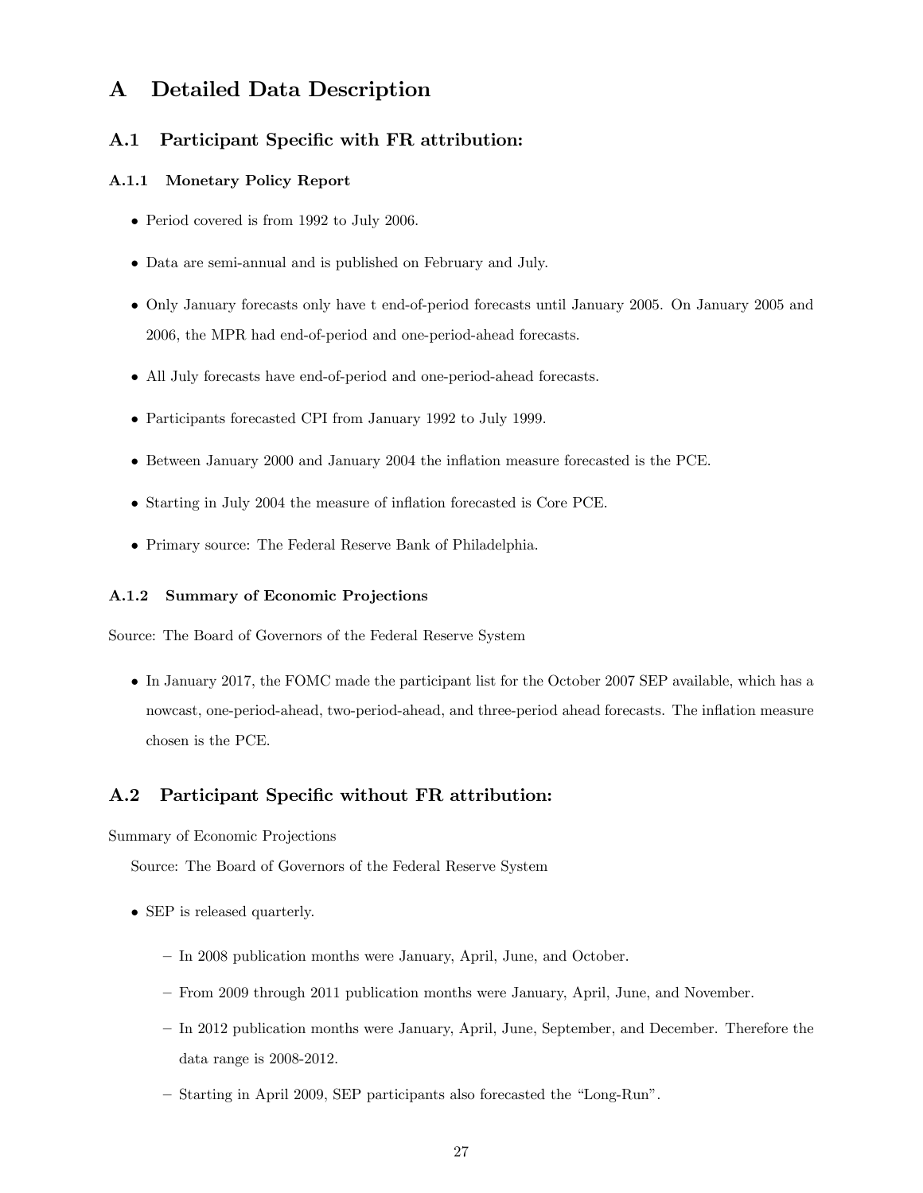# A Detailed Data Description

## A.1 Participant Specific with FR attribution:

### A.1.1 Monetary Policy Report

- Period covered is from 1992 to July 2006.
- Data are semi-annual and is published on February and July.
- Only January forecasts only have t end-of-period forecasts until January 2005. On January 2005 and 2006, the MPR had end-of-period and one-period-ahead forecasts.
- All July forecasts have end-of-period and one-period-ahead forecasts.
- Participants forecasted CPI from January 1992 to July 1999.
- Between January 2000 and January 2004 the inflation measure forecasted is the PCE.
- Starting in July 2004 the measure of inflation forecasted is Core PCE.
- Primary source: The Federal Reserve Bank of Philadelphia.

### A.1.2 Summary of Economic Projections

Source: The Board of Governors of the Federal Reserve System

- In January 2017, the FOMC made the participant list for the October 2007 SEP available, which has a nowcast, one-period-ahead, two-period-ahead, and three-period ahead forecasts. The inflation measure chosen is the PCE.

## A.2 Participant Specific without FR attribution:

Summary of Economic Projections

Source: The Board of Governors of the Federal Reserve System

- SEP is released quarterly.
  - In 2008 publication months were January, April, June, and October.
  - From 2009 through 2011 publication months were January, April, June, and November.
  - In 2012 publication months were January, April, June, September, and December. Therefore the data range is 2008-2012.
  - Starting in April 2009, SEP participants also forecasted the "Long-Run".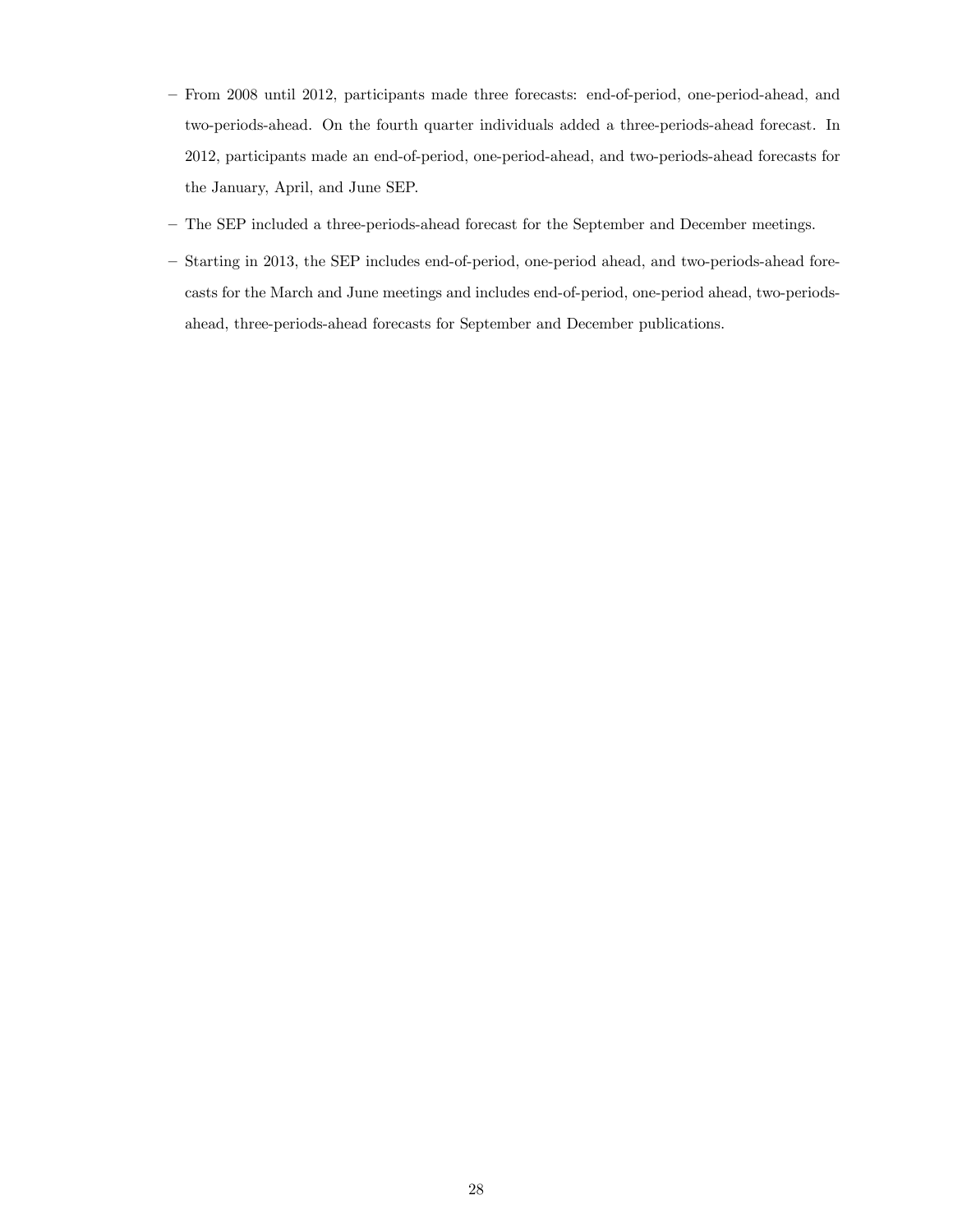- From 2008 until 2012, participants made three forecasts: end-of-period, one-period-ahead, and two-periods-ahead. On the fourth quarter individuals added a three-periods-ahead forecast. In 2012, participants made an end-of-period, one-period-ahead, and two-periods-ahead forecasts for the January, April, and June SEP.
- The SEP included a three-periods-ahead forecast for the September and December meetings.
- Starting in 2013, the SEP includes end-of-period, one-period ahead, and two-periods-ahead forecasts for the March and June meetings and includes end-of-period, one-period ahead, two-periods-ahead, three-periods-ahead forecasts for September and December publications.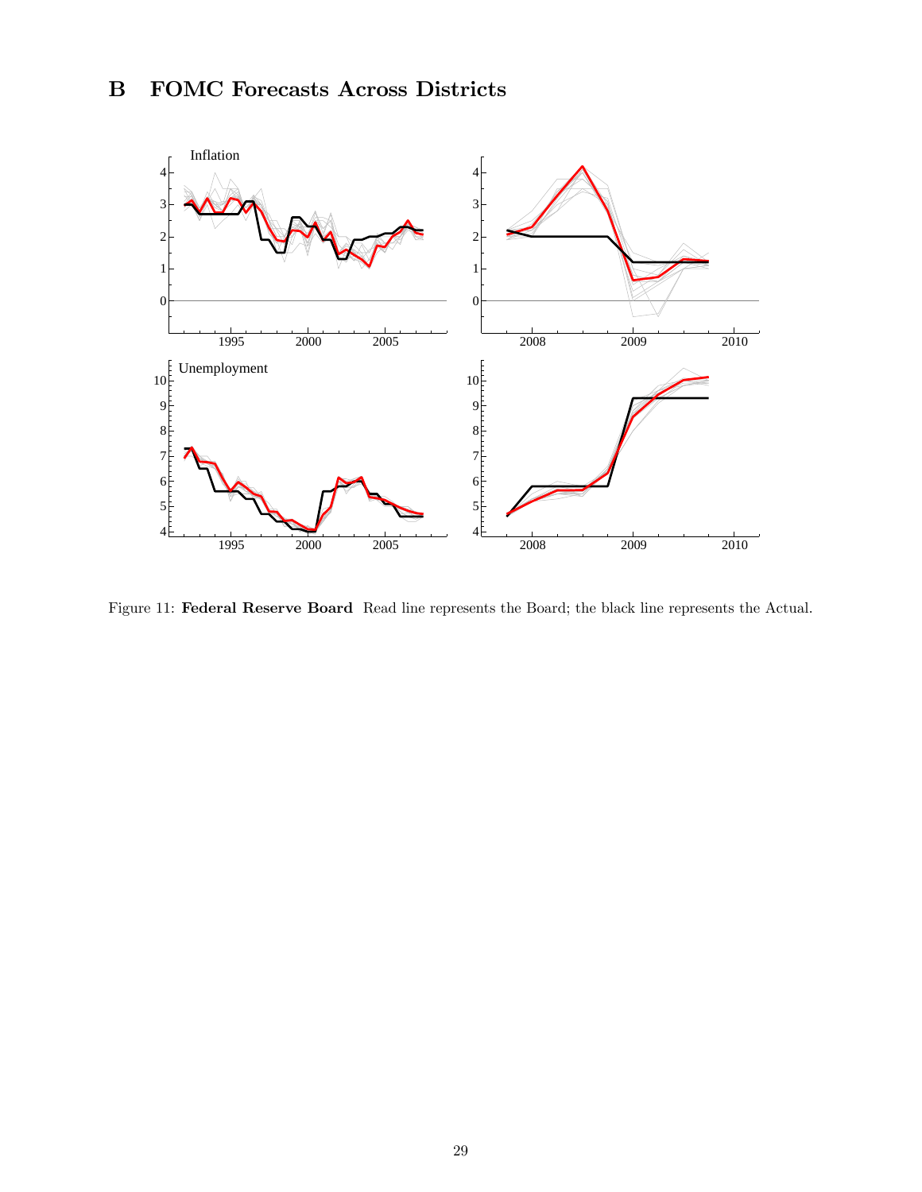# B FOMC Forecasts Across Districts

Figure 11: **Federal Reserve Board** Read line represents the Board; the black line represents the Actual.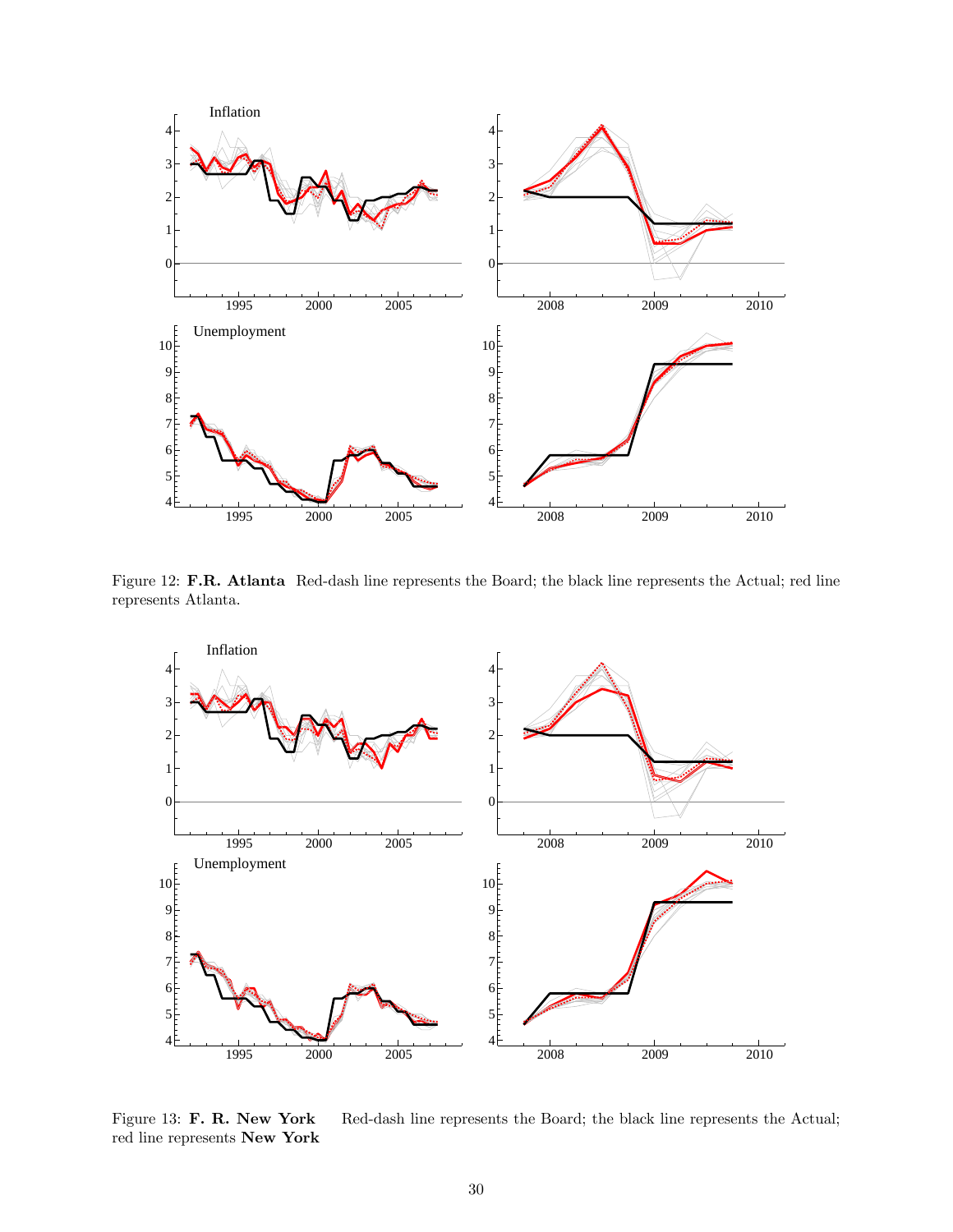Figure 12: **F.R. Atlanta** Red-dash line represents the Board; the black line represents the Actual; red line represents Atlanta.

Figure 13: **F. R. New York** Red-dash line represents the Board; the black line represents the Actual; red line represents **New York**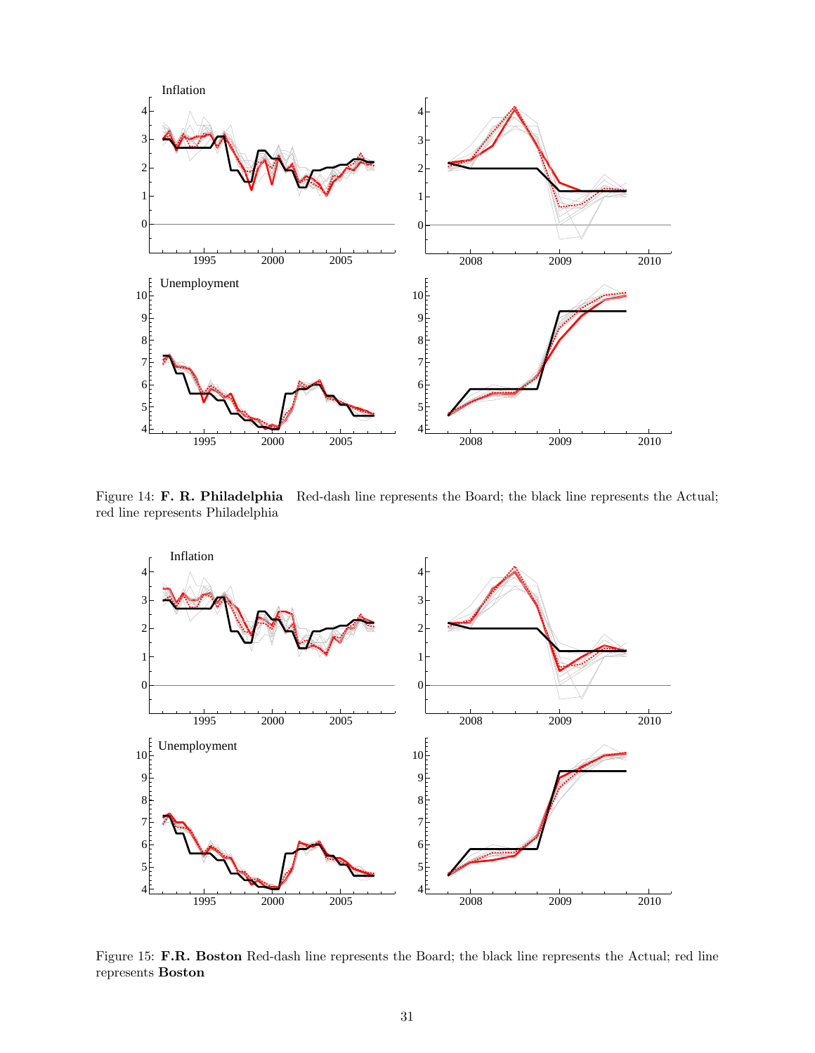Figure 14: **F. R. Philadelphia** Red-dash line represents the Board; the black line represents the Actual; red line represents Philadelphia

Figure 15: **F.R. Boston** Red-dash line represents the Board; the black line represents the Actual; red line represents **Boston**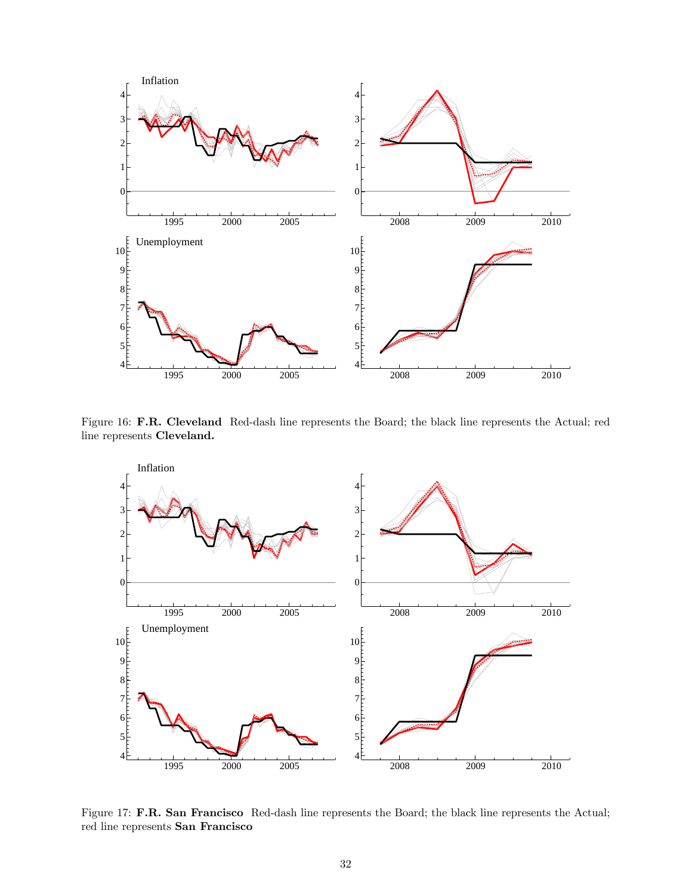Figure 16: **F.R. Cleveland** Red-dash line represents the Board; the black line represents the Actual; red line represents **Cleveland.**

Figure 17: **F.R. San Francisco** Red-dash line represents the Board; the black line represents the Actual; red line represents **San Francisco**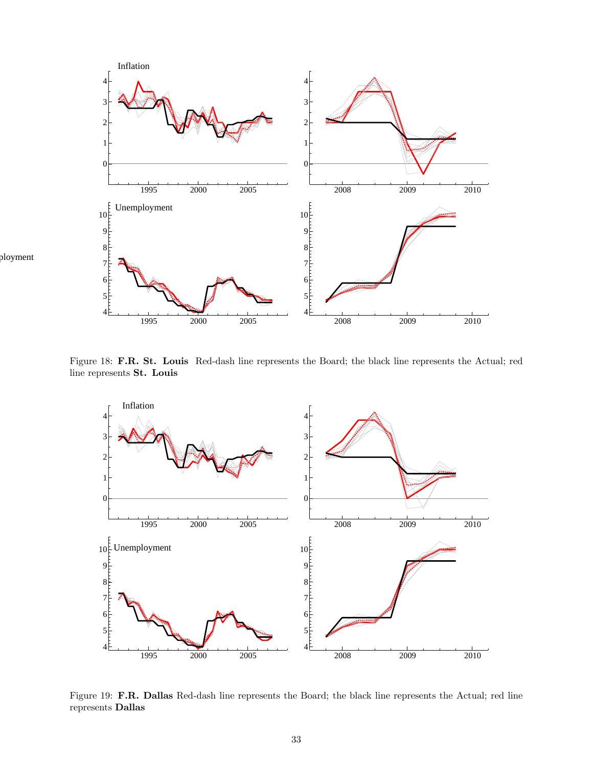Figure 18: **F.R. St. Louis** Red-dash line represents the Board; the black line represents the Actual; red line represents **St. Louis**

Figure 19: **F.R. Dallas** Red-dash line represents the Board; the black line represents the Actual; red line represents **Dallas**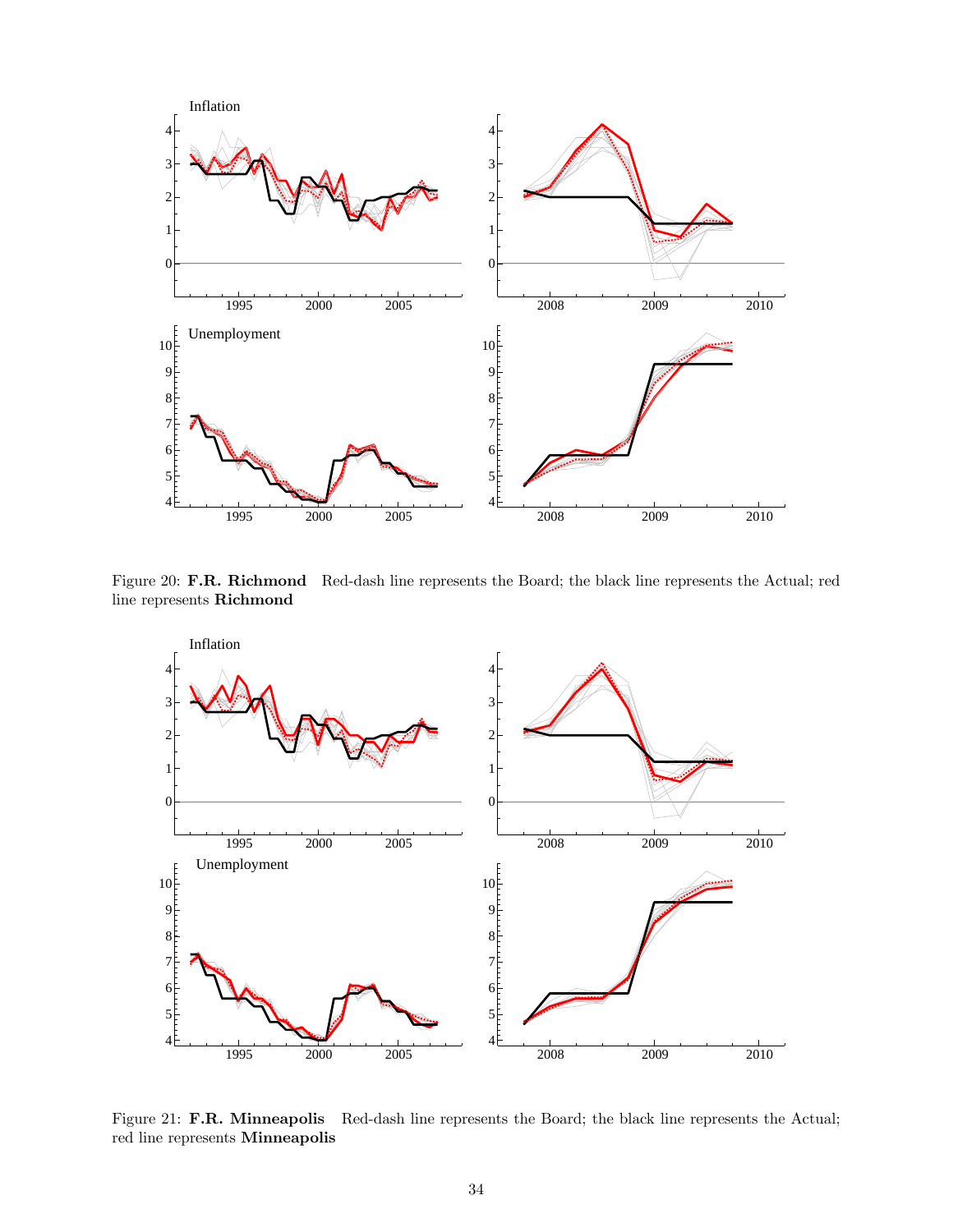Figure 20: **F.R. Richmond** Red-dash line represents the Board; the black line represents the Actual; red line represents **Richmond**

Figure 21: **F.R. Minneapolis** Red-dash line represents the Board; the black line represents the Actual; red line represents **Minneapolis**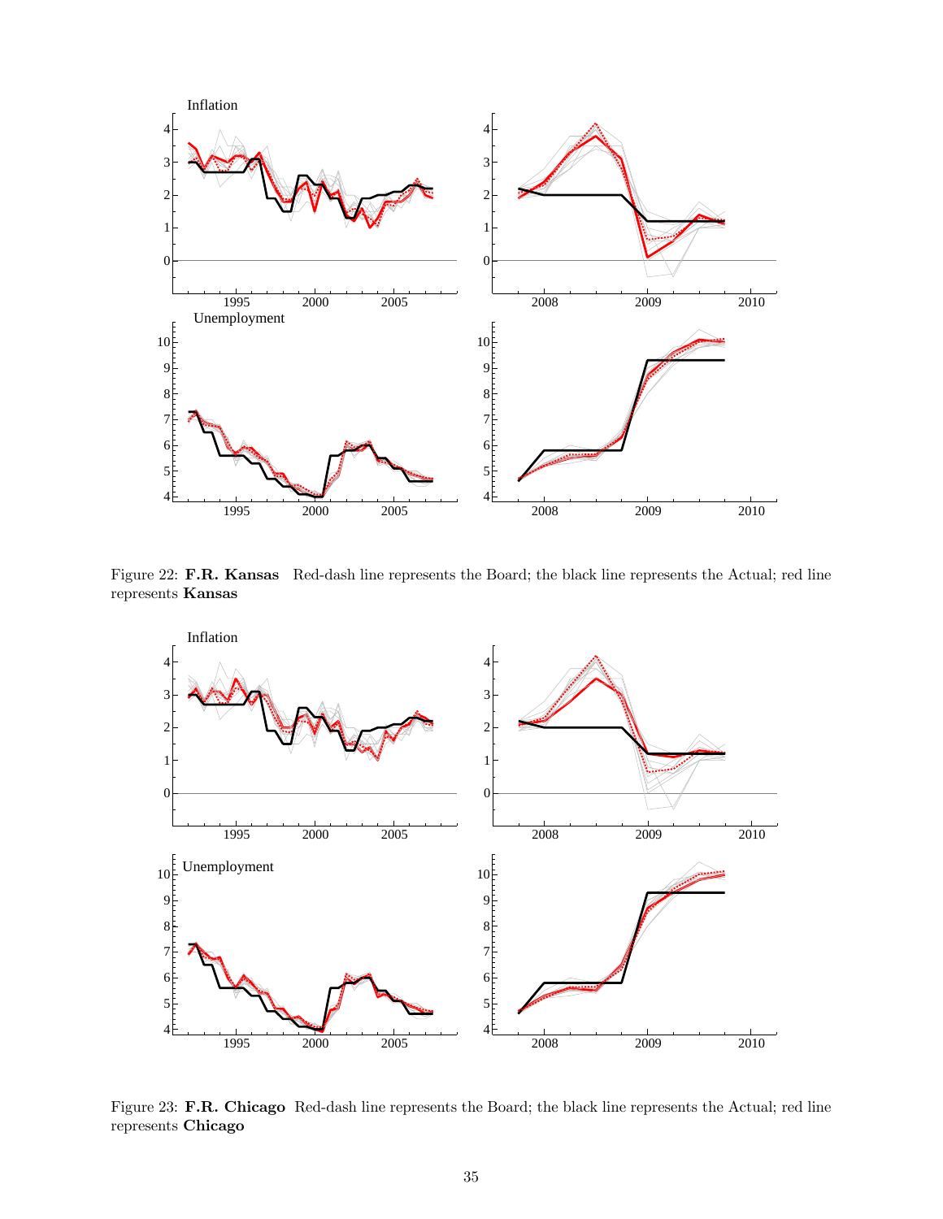Inflation

4
3
2
1
0

1995 2000 2005

4
3
2
1
0

2008 2009 2010

Unemployment

10
9
8
7
6
5
4

1995 2000 2005

10
9
8
7
6
5
4

2008 2009 2010

Figure 22: **F.R. Kansas** Red-dash line represents the Board; the black line represents the Actual; red line represents **Kansas**

Inflation

4
3
2
1
0

1995 2000 2005

4
3
2
1
0

2008 2009 2010

Unemployment

10
9
8
7
6
5
4

1995 2000 2005

10
9
8
7
6
5
4

2008 2009 2010

Figure 23: **F.R. Chicago** Red-dash line represents the Board; the black line represents the Actual; red line represents **Chicago**